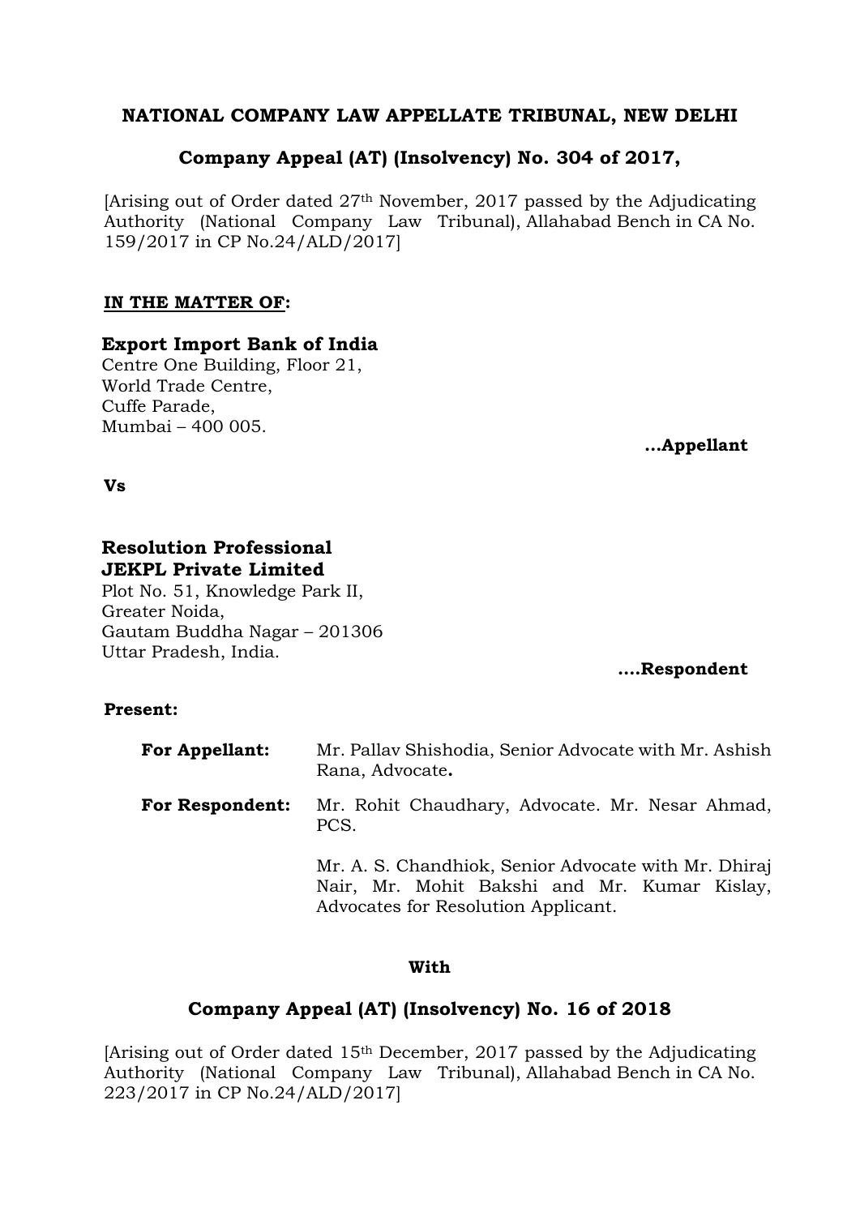**NATIONAL COMPANY LAW APPELLATE TRIBUNAL, NEW DELHI**

**Company Appeal (AT) (Insolvency) No. 304 of 2017,**

[Arising out of Order dated 27th November, 2017 passed by the Adjudicating Authority (National Company Law Tribunal), Allahabad Bench in CA No. 159/2017 in CP No.24/ALD/2017]

**IN THE MATTER OF:**

**Export Import Bank of India**
Centre One Building, Floor 21,
World Trade Centre,
Cuffe Parade,
Mumbai – 400 005.

**...Appellant**

**Vs**

**Resolution Professional**
**JEKPL Private Limited**
Plot No. 51, Knowledge Park II,
Greater Noida,
Gautam Buddha Nagar – 201306
Uttar Pradesh, India.

**....Respondent**

**Present:**

**For Appellant:** Mr. Pallav Shishodia, Senior Advocate with Mr. Ashish Rana, Advocate**.**

**For Respondent:** Mr. Rohit Chaudhary, Advocate. Mr. Nesar Ahmad, PCS.

Mr. A. S. Chandhiok, Senior Advocate with Mr. Dhiraj Nair, Mr. Mohit Bakshi and Mr. Kumar Kislay, Advocates for Resolution Applicant.

**With**

**Company Appeal (AT) (Insolvency) No. 16 of 2018**

[Arising out of Order dated 15th December, 2017 passed by the Adjudicating Authority (National Company Law Tribunal), Allahabad Bench in CA No. 223/2017 in CP No.24/ALD/2017]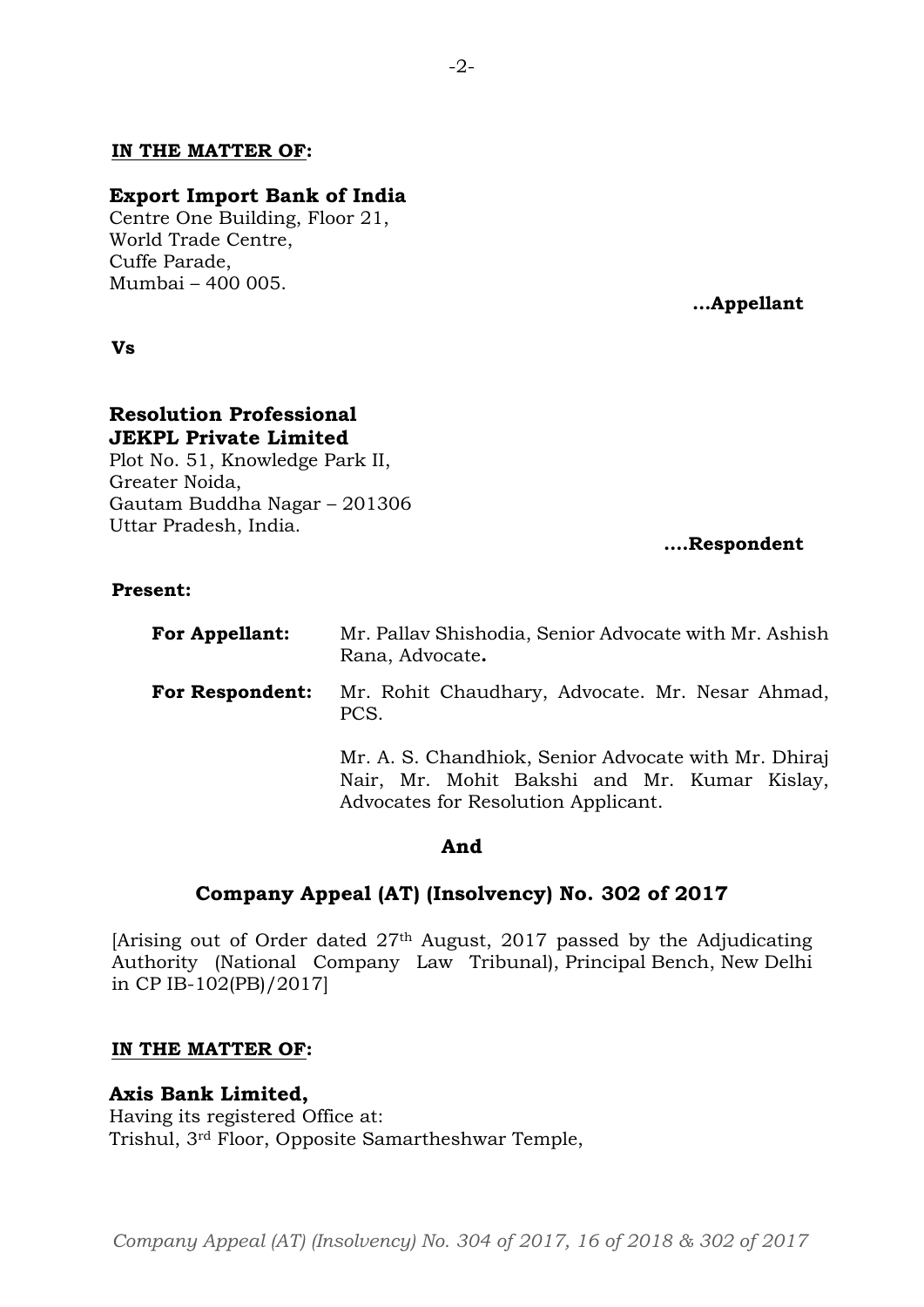**IN THE MATTER OF:**

**Export Import Bank of India**
Centre One Building, Floor 21,
World Trade Centre,
Cuffe Parade,
Mumbai – 400 005.

**...Appellant**

**Vs**

**Resolution Professional**
**JEKPL Private Limited**
Plot No. 51, Knowledge Park II,
Greater Noida,
Gautam Buddha Nagar – 201306
Uttar Pradesh, India.

**....Respondent**

**Present:**

**For Appellant:** Mr. Pallav Shishodia, Senior Advocate with Mr. Ashish Rana, Advocate**.**

**For Respondent:** Mr. Rohit Chaudhary, Advocate. Mr. Nesar Ahmad, PCS.

Mr. A. S. Chandhiok, Senior Advocate with Mr. Dhiraj Nair, Mr. Mohit Bakshi and Mr. Kumar Kislay, Advocates for Resolution Applicant.

**And**

**Company Appeal (AT) (Insolvency) No. 302 of 2017**

[Arising out of Order dated 27th August, 2017 passed by the Adjudicating Authority (National Company Law Tribunal), Principal Bench, New Delhi in CP IB-102(PB)/2017]

**IN THE MATTER OF:**

**Axis Bank Limited,**
Having its registered Office at:
Trishul, 3rd Floor, Opposite Samartheshwar Temple,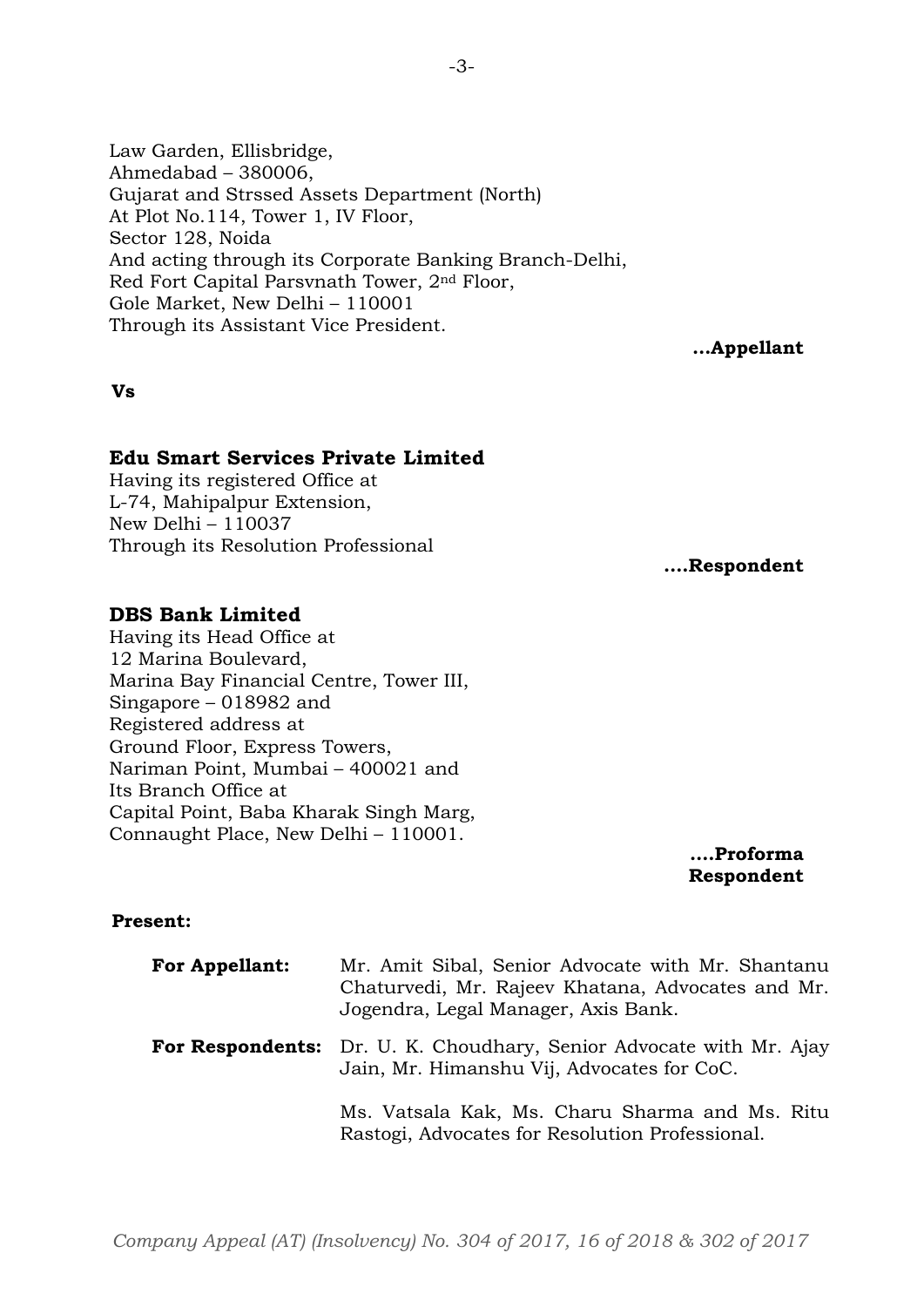Law Garden, Ellisbridge,
Ahmedabad – 380006,
Gujarat and Strssed Assets Department (North)
At Plot No.114, Tower 1, IV Floor,
Sector 128, Noida
And acting through its Corporate Banking Branch-Delhi,
Red Fort Capital Parsvnath Tower, 2nd Floor,
Gole Market, New Delhi – 110001
Through its Assistant Vice President.

**...Appellant**

**Vs**

**Edu Smart Services Private Limited**
Having its registered Office at
L-74, Mahipalpur Extension,
New Delhi – 110037
Through its Resolution Professional

**....Respondent**

**DBS Bank Limited**
Having its Head Office at
12 Marina Boulevard,
Marina Bay Financial Centre, Tower III,
Singapore – 018982 and
Registered address at
Ground Floor, Express Towers,
Nariman Point, Mumbai – 400021 and
Its Branch Office at
Capital Point, Baba Kharak Singh Marg,
Connaught Place, New Delhi – 110001.

**....Proforma Respondent**

**Present:**

**For Appellant:** Mr. Amit Sibal, Senior Advocate with Mr. Shantanu Chaturvedi, Mr. Rajeev Khatana, Advocates and Mr. Jogendra, Legal Manager, Axis Bank.

**For Respondents:** Dr. U. K. Choudhary, Senior Advocate with Mr. Ajay Jain, Mr. Himanshu Vij, Advocates for CoC.

Ms. Vatsala Kak, Ms. Charu Sharma and Ms. Ritu Rastogi, Advocates for Resolution Professional.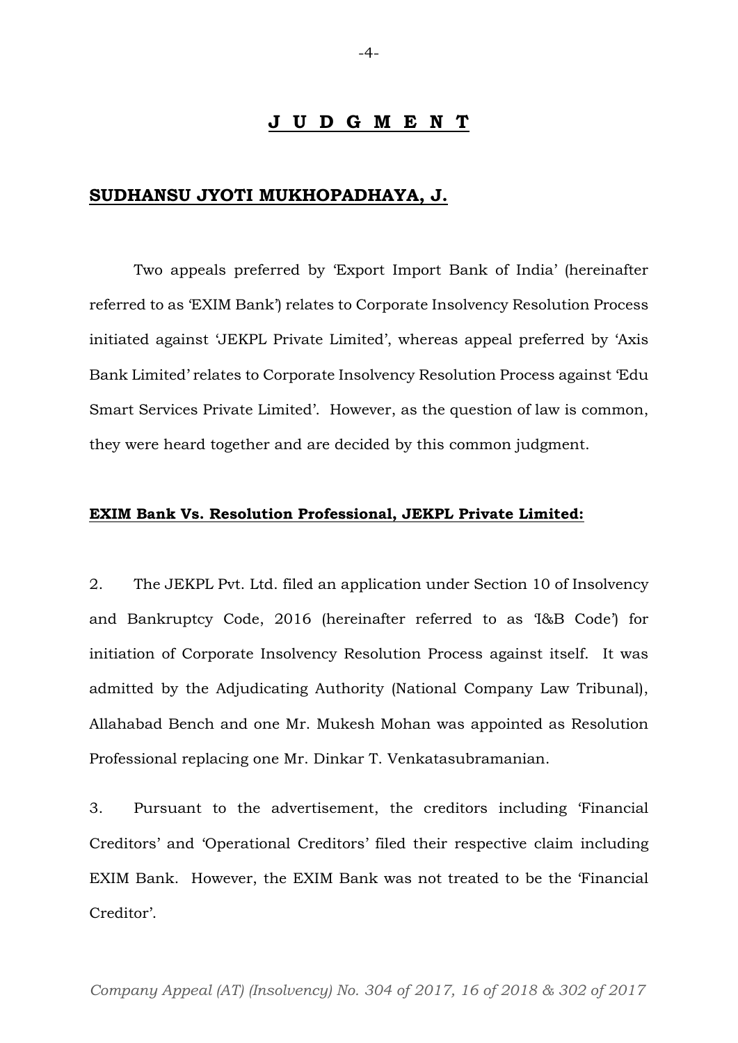# **J U D G M E N T**

**SUDHANSU JYOTI MUKHOPADHAYA, J.**

Two appeals preferred by 'Export Import Bank of India' (hereinafter referred to as 'EXIM Bank') relates to Corporate Insolvency Resolution Process initiated against 'JEKPL Private Limited', whereas appeal preferred by 'Axis Bank Limited' relates to Corporate Insolvency Resolution Process against 'Edu Smart Services Private Limited'. However, as the question of law is common, they were heard together and are decided by this common judgment.

**EXIM Bank Vs. Resolution Professional, JEKPL Private Limited:**

2. The JEKPL Pvt. Ltd. filed an application under Section 10 of Insolvency and Bankruptcy Code, 2016 (hereinafter referred to as 'I&B Code') for initiation of Corporate Insolvency Resolution Process against itself. It was admitted by the Adjudicating Authority (National Company Law Tribunal), Allahabad Bench and one Mr. Mukesh Mohan was appointed as Resolution Professional replacing one Mr. Dinkar T. Venkatasubramanian.

3. Pursuant to the advertisement, the creditors including 'Financial Creditors' and 'Operational Creditors' filed their respective claim including EXIM Bank. However, the EXIM Bank was not treated to be the 'Financial Creditor'.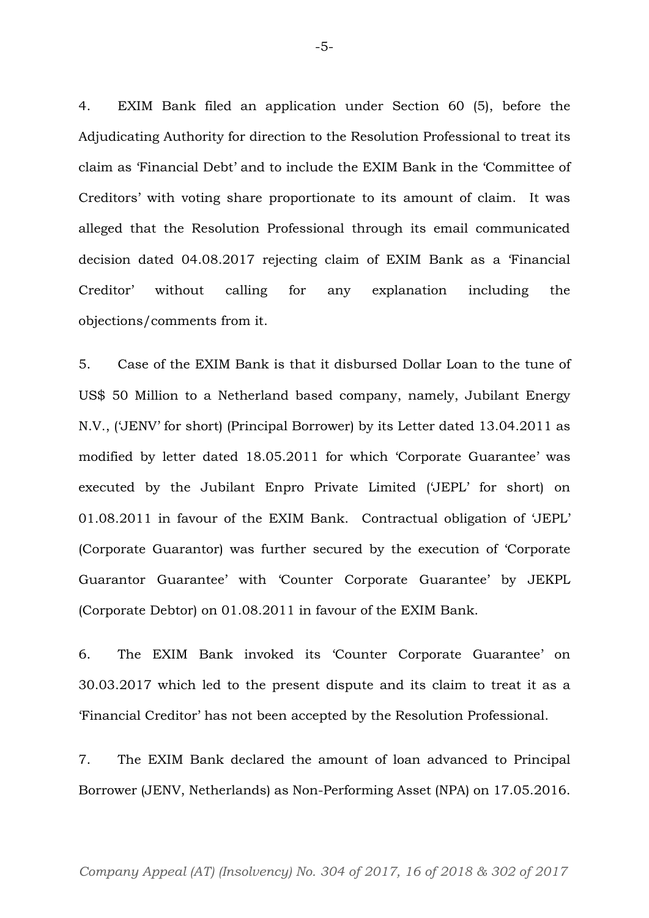4. EXIM Bank filed an application under Section 60 (5), before the Adjudicating Authority for direction to the Resolution Professional to treat its claim as 'Financial Debt' and to include the EXIM Bank in the 'Committee of Creditors' with voting share proportionate to its amount of claim. It was alleged that the Resolution Professional through its email communicated decision dated 04.08.2017 rejecting claim of EXIM Bank as a 'Financial Creditor' without calling for any explanation including the objections/comments from it.

5. Case of the EXIM Bank is that it disbursed Dollar Loan to the tune of US$ 50 Million to a Netherland based company, namely, Jubilant Energy N.V., ('JENV' for short) (Principal Borrower) by its Letter dated 13.04.2011 as modified by letter dated 18.05.2011 for which 'Corporate Guarantee' was executed by the Jubilant Enpro Private Limited ('JEPL' for short) on 01.08.2011 in favour of the EXIM Bank. Contractual obligation of 'JEPL' (Corporate Guarantor) was further secured by the execution of 'Corporate Guarantor Guarantee' with 'Counter Corporate Guarantee' by JEKPL (Corporate Debtor) on 01.08.2011 in favour of the EXIM Bank.

6. The EXIM Bank invoked its 'Counter Corporate Guarantee' on 30.03.2017 which led to the present dispute and its claim to treat it as a 'Financial Creditor' has not been accepted by the Resolution Professional.

7. The EXIM Bank declared the amount of loan advanced to Principal Borrower (JENV, Netherlands) as Non-Performing Asset (NPA) on 17.05.2016.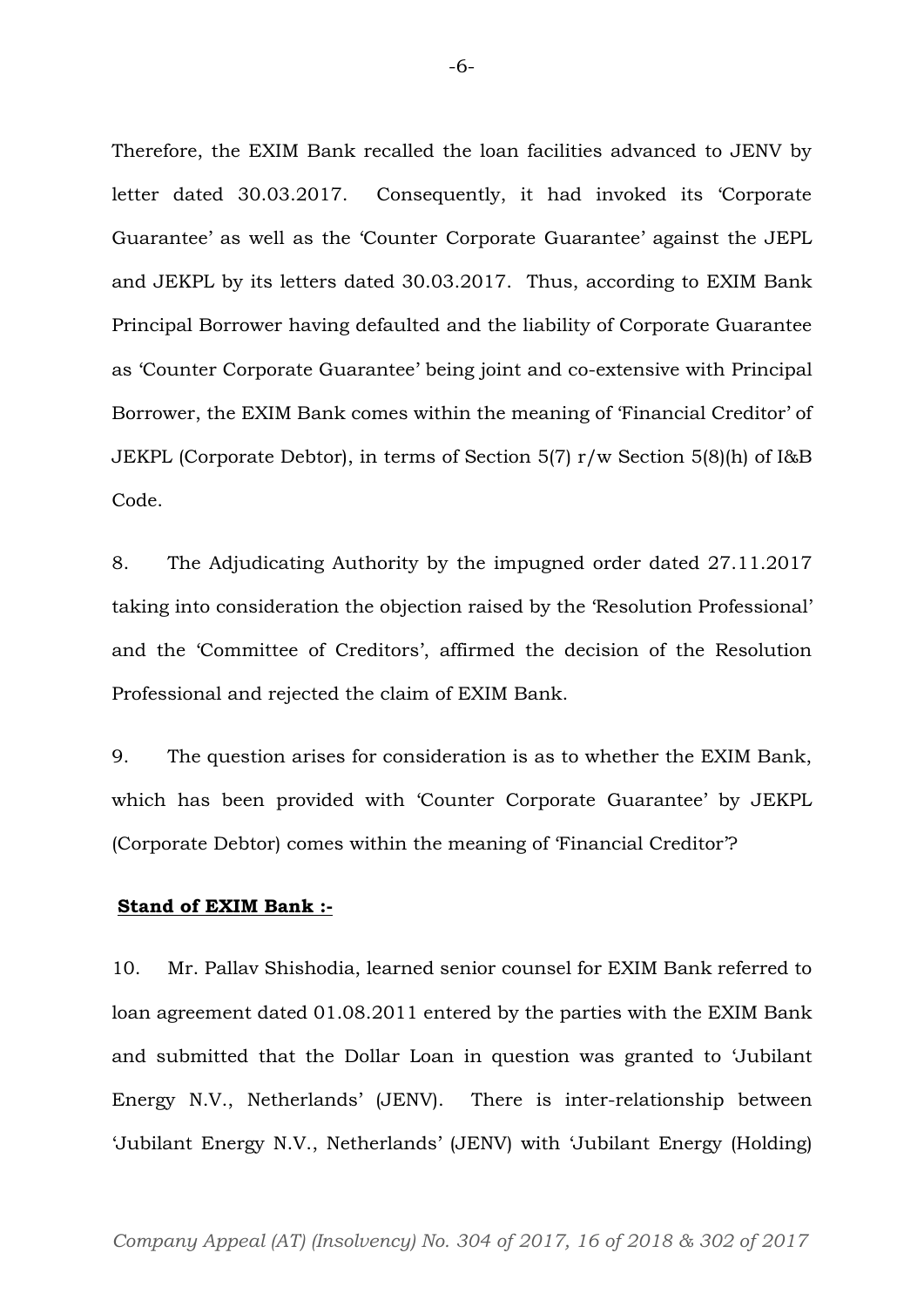Therefore, the EXIM Bank recalled the loan facilities advanced to JENV by letter dated 30.03.2017. Consequently, it had invoked its 'Corporate Guarantee' as well as the 'Counter Corporate Guarantee' against the JEPL and JEKPL by its letters dated 30.03.2017. Thus, according to EXIM Bank Principal Borrower having defaulted and the liability of Corporate Guarantee as 'Counter Corporate Guarantee' being joint and co-extensive with Principal Borrower, the EXIM Bank comes within the meaning of 'Financial Creditor' of JEKPL (Corporate Debtor), in terms of Section 5(7) r/w Section 5(8)(h) of I&B Code.

8. The Adjudicating Authority by the impugned order dated 27.11.2017 taking into consideration the objection raised by the 'Resolution Professional' and the 'Committee of Creditors', affirmed the decision of the Resolution Professional and rejected the claim of EXIM Bank.

9. The question arises for consideration is as to whether the EXIM Bank, which has been provided with 'Counter Corporate Guarantee' by JEKPL (Corporate Debtor) comes within the meaning of 'Financial Creditor'?

**Stand of EXIM Bank :-**

10. Mr. Pallav Shishodia, learned senior counsel for EXIM Bank referred to loan agreement dated 01.08.2011 entered by the parties with the EXIM Bank and submitted that the Dollar Loan in question was granted to 'Jubilant Energy N.V., Netherlands' (JENV). There is inter-relationship between 'Jubilant Energy N.V., Netherlands' (JENV) with 'Jubilant Energy (Holding)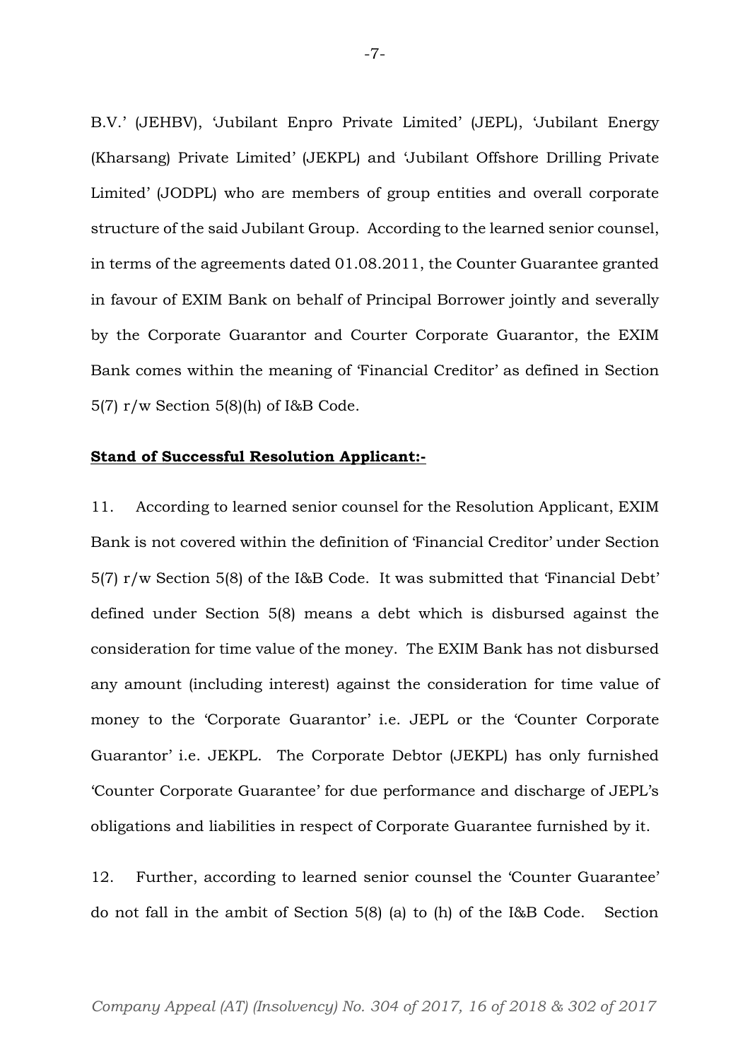B.V.' (JEHBV), 'Jubilant Enpro Private Limited' (JEPL), 'Jubilant Energy (Kharsang) Private Limited' (JEKPL) and 'Jubilant Offshore Drilling Private Limited' (JODPL) who are members of group entities and overall corporate structure of the said Jubilant Group. According to the learned senior counsel, in terms of the agreements dated 01.08.2011, the Counter Guarantee granted in favour of EXIM Bank on behalf of Principal Borrower jointly and severally by the Corporate Guarantor and Courter Corporate Guarantor, the EXIM Bank comes within the meaning of 'Financial Creditor' as defined in Section 5(7) r/w Section 5(8)(h) of I&B Code.

**Stand of Successful Resolution Applicant:-**

11. According to learned senior counsel for the Resolution Applicant, EXIM Bank is not covered within the definition of 'Financial Creditor' under Section 5(7) r/w Section 5(8) of the I&B Code. It was submitted that 'Financial Debt' defined under Section 5(8) means a debt which is disbursed against the consideration for time value of the money. The EXIM Bank has not disbursed any amount (including interest) against the consideration for time value of money to the 'Corporate Guarantor' i.e. JEPL or the 'Counter Corporate Guarantor' i.e. JEKPL. The Corporate Debtor (JEKPL) has only furnished 'Counter Corporate Guarantee' for due performance and discharge of JEPL's obligations and liabilities in respect of Corporate Guarantee furnished by it.

12. Further, according to learned senior counsel the 'Counter Guarantee' do not fall in the ambit of Section 5(8) (a) to (h) of the I&B Code. Section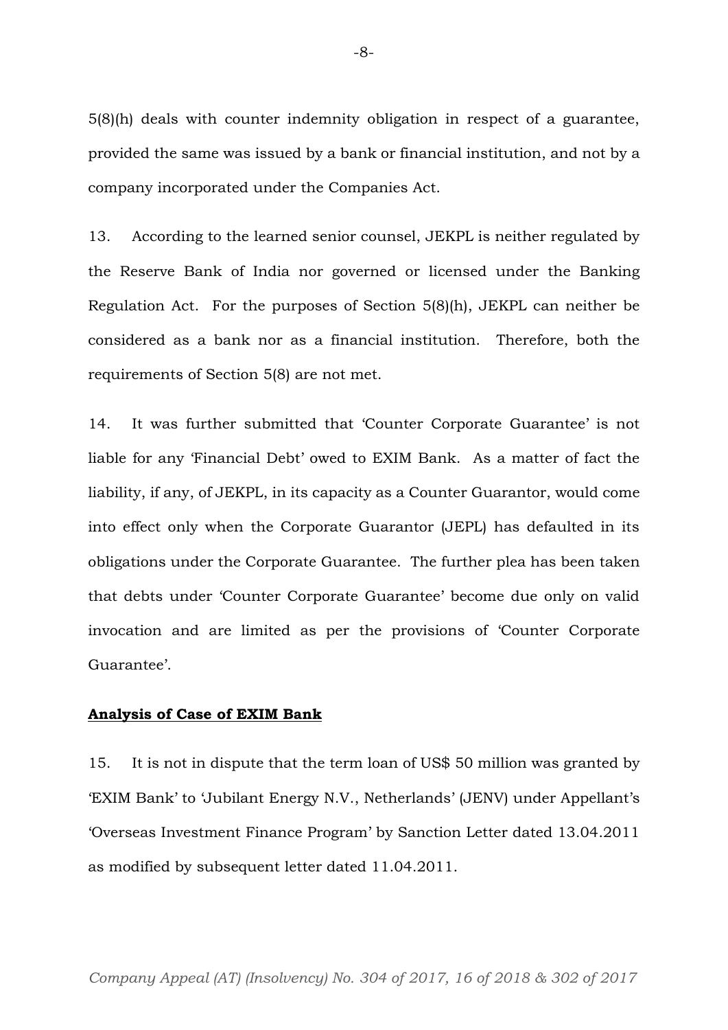5(8)(h) deals with counter indemnity obligation in respect of a guarantee, provided the same was issued by a bank or financial institution, and not by a company incorporated under the Companies Act.

13. According to the learned senior counsel, JEKPL is neither regulated by the Reserve Bank of India nor governed or licensed under the Banking Regulation Act. For the purposes of Section 5(8)(h), JEKPL can neither be considered as a bank nor as a financial institution. Therefore, both the requirements of Section 5(8) are not met.

14. It was further submitted that 'Counter Corporate Guarantee' is not liable for any 'Financial Debt' owed to EXIM Bank. As a matter of fact the liability, if any, of JEKPL, in its capacity as a Counter Guarantor, would come into effect only when the Corporate Guarantor (JEPL) has defaulted in its obligations under the Corporate Guarantee. The further plea has been taken that debts under 'Counter Corporate Guarantee' become due only on valid invocation and are limited as per the provisions of 'Counter Corporate Guarantee'.

**<u>Analysis of Case of EXIM Bank</u>**

15. It is not in dispute that the term loan of US$ 50 million was granted by 'EXIM Bank' to 'Jubilant Energy N.V., Netherlands' (JENV) under Appellant's 'Overseas Investment Finance Program' by Sanction Letter dated 13.04.2011 as modified by subsequent letter dated 11.04.2011.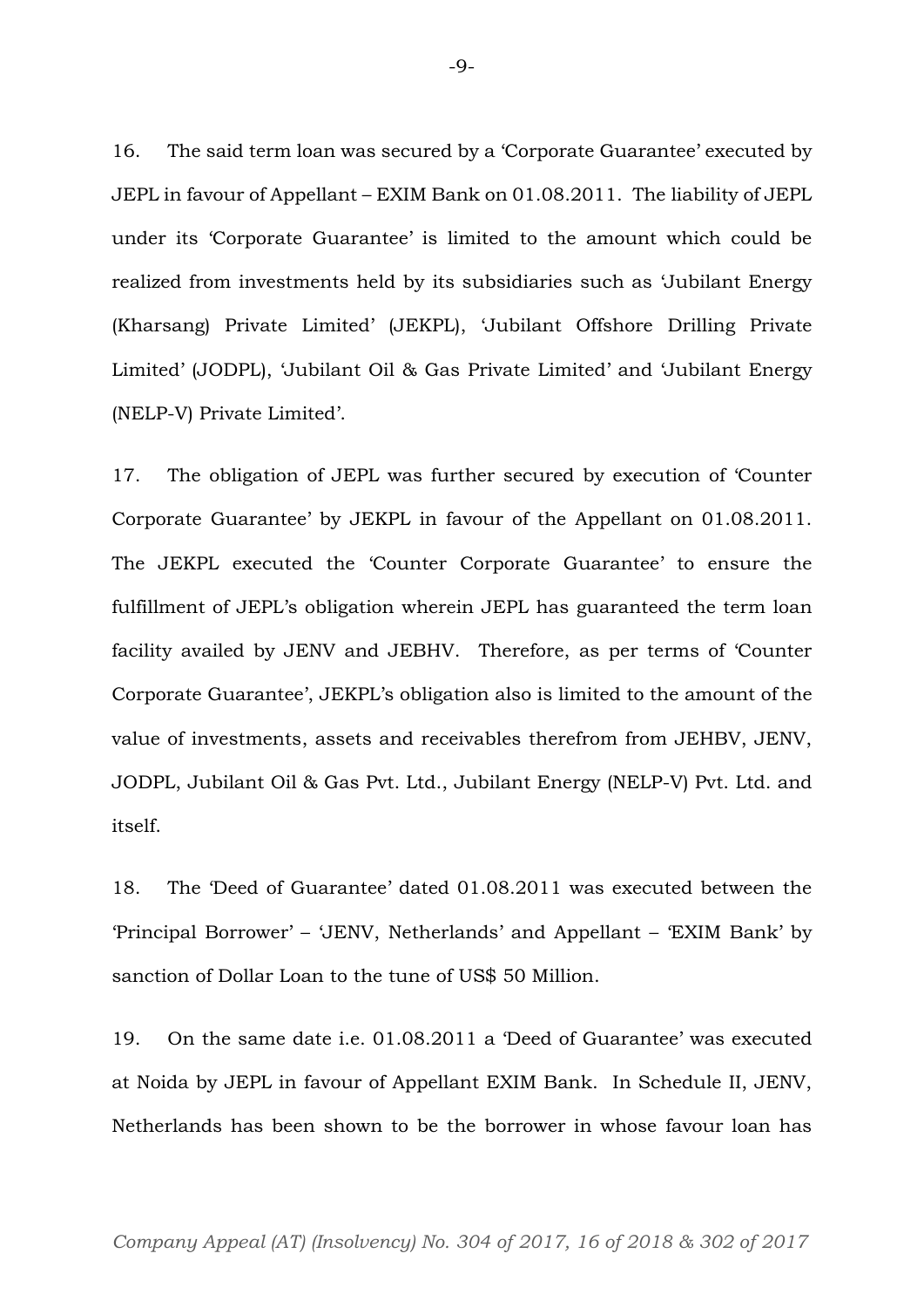16. The said term loan was secured by a 'Corporate Guarantee' executed by JEPL in favour of Appellant – EXIM Bank on 01.08.2011. The liability of JEPL under its 'Corporate Guarantee' is limited to the amount which could be realized from investments held by its subsidiaries such as 'Jubilant Energy (Kharsang) Private Limited' (JEKPL), 'Jubilant Offshore Drilling Private Limited' (JODPL), 'Jubilant Oil & Gas Private Limited' and 'Jubilant Energy (NELP-V) Private Limited'.

17. The obligation of JEPL was further secured by execution of 'Counter Corporate Guarantee' by JEKPL in favour of the Appellant on 01.08.2011. The JEKPL executed the 'Counter Corporate Guarantee' to ensure the fulfillment of JEPL's obligation wherein JEPL has guaranteed the term loan facility availed by JENV and JEBHV. Therefore, as per terms of 'Counter Corporate Guarantee', JEKPL's obligation also is limited to the amount of the value of investments, assets and receivables therefrom from JEHBV, JENV, JODPL, Jubilant Oil & Gas Pvt. Ltd., Jubilant Energy (NELP-V) Pvt. Ltd. and itself.

18. The 'Deed of Guarantee' dated 01.08.2011 was executed between the 'Principal Borrower' – 'JENV, Netherlands' and Appellant – 'EXIM Bank' by sanction of Dollar Loan to the tune of US$ 50 Million.

19. On the same date i.e. 01.08.2011 a 'Deed of Guarantee' was executed at Noida by JEPL in favour of Appellant EXIM Bank. In Schedule II, JENV, Netherlands has been shown to be the borrower in whose favour loan has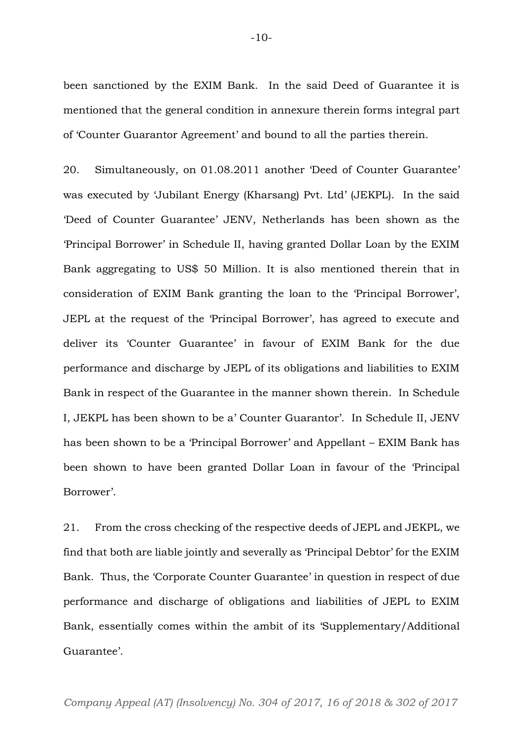been sanctioned by the EXIM Bank. In the said Deed of Guarantee it is mentioned that the general condition in annexure therein forms integral part of 'Counter Guarantor Agreement' and bound to all the parties therein.

20. Simultaneously, on 01.08.2011 another 'Deed of Counter Guarantee' was executed by 'Jubilant Energy (Kharsang) Pvt. Ltd' (JEKPL). In the said 'Deed of Counter Guarantee' JENV, Netherlands has been shown as the 'Principal Borrower' in Schedule II, having granted Dollar Loan by the EXIM Bank aggregating to US$ 50 Million. It is also mentioned therein that in consideration of EXIM Bank granting the loan to the 'Principal Borrower', JEPL at the request of the 'Principal Borrower', has agreed to execute and deliver its 'Counter Guarantee' in favour of EXIM Bank for the due performance and discharge by JEPL of its obligations and liabilities to EXIM Bank in respect of the Guarantee in the manner shown therein. In Schedule I, JEKPL has been shown to be a' Counter Guarantor'. In Schedule II, JENV has been shown to be a 'Principal Borrower' and Appellant – EXIM Bank has been shown to have been granted Dollar Loan in favour of the 'Principal Borrower'.

21. From the cross checking of the respective deeds of JEPL and JEKPL, we find that both are liable jointly and severally as 'Principal Debtor' for the EXIM Bank. Thus, the 'Corporate Counter Guarantee' in question in respect of due performance and discharge of obligations and liabilities of JEPL to EXIM Bank, essentially comes within the ambit of its 'Supplementary/Additional Guarantee'.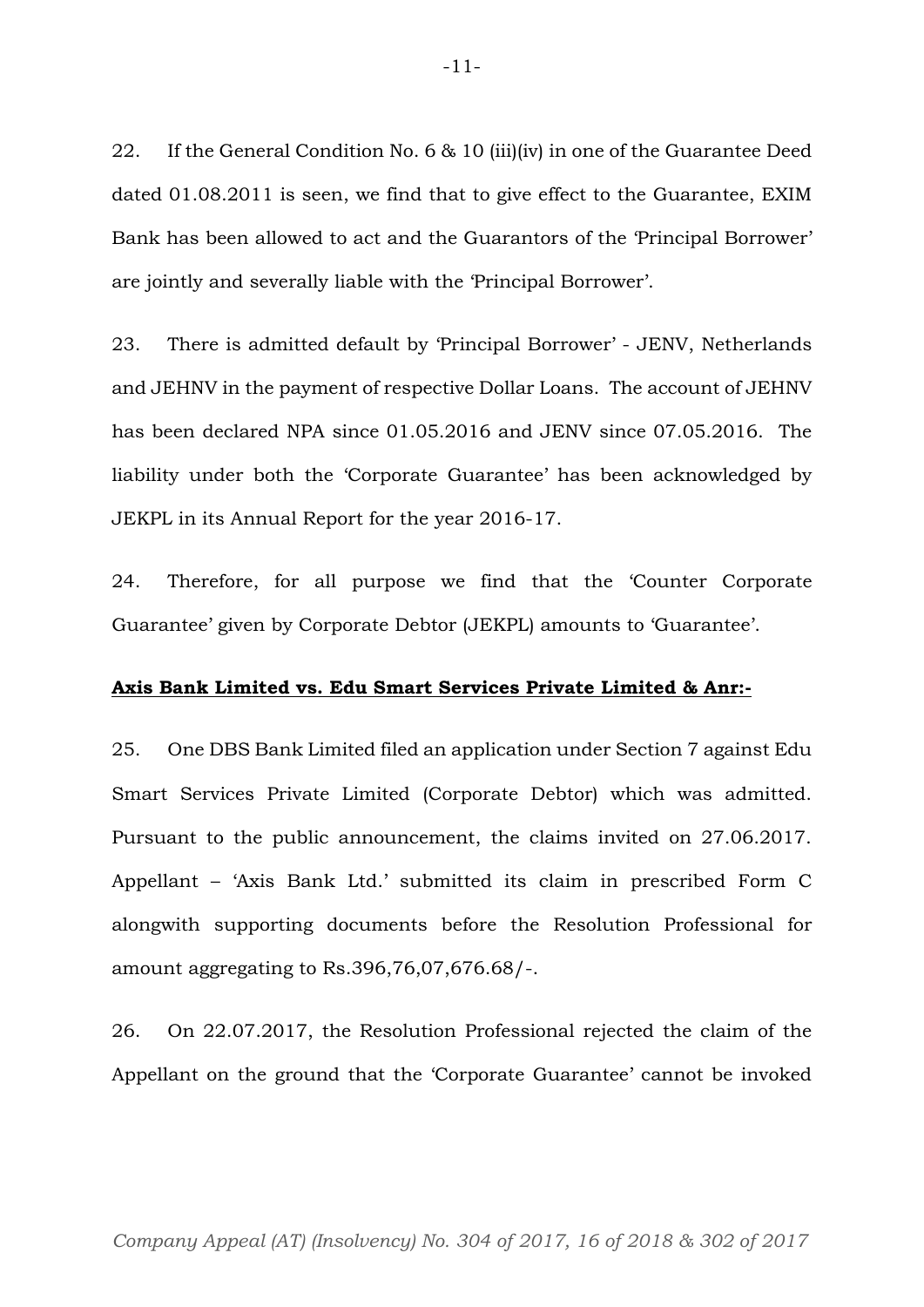22. If the General Condition No. 6 & 10 (iii)(iv) in one of the Guarantee Deed dated 01.08.2011 is seen, we find that to give effect to the Guarantee, EXIM Bank has been allowed to act and the Guarantors of the 'Principal Borrower' are jointly and severally liable with the 'Principal Borrower'.

23. There is admitted default by 'Principal Borrower' - JENV, Netherlands and JEHNV in the payment of respective Dollar Loans. The account of JEHNV has been declared NPA since 01.05.2016 and JENV since 07.05.2016. The liability under both the 'Corporate Guarantee' has been acknowledged by JEKPL in its Annual Report for the year 2016-17.

24. Therefore, for all purpose we find that the 'Counter Corporate Guarantee' given by Corporate Debtor (JEKPL) amounts to 'Guarantee'.

**<u>Axis Bank Limited vs. Edu Smart Services Private Limited & Anr:-</u>**

25. One DBS Bank Limited filed an application under Section 7 against Edu Smart Services Private Limited (Corporate Debtor) which was admitted. Pursuant to the public announcement, the claims invited on 27.06.2017. Appellant – 'Axis Bank Ltd.' submitted its claim in prescribed Form C alongwith supporting documents before the Resolution Professional for amount aggregating to Rs.396,76,07,676.68/-.

26. On 22.07.2017, the Resolution Professional rejected the claim of the Appellant on the ground that the 'Corporate Guarantee' cannot be invoked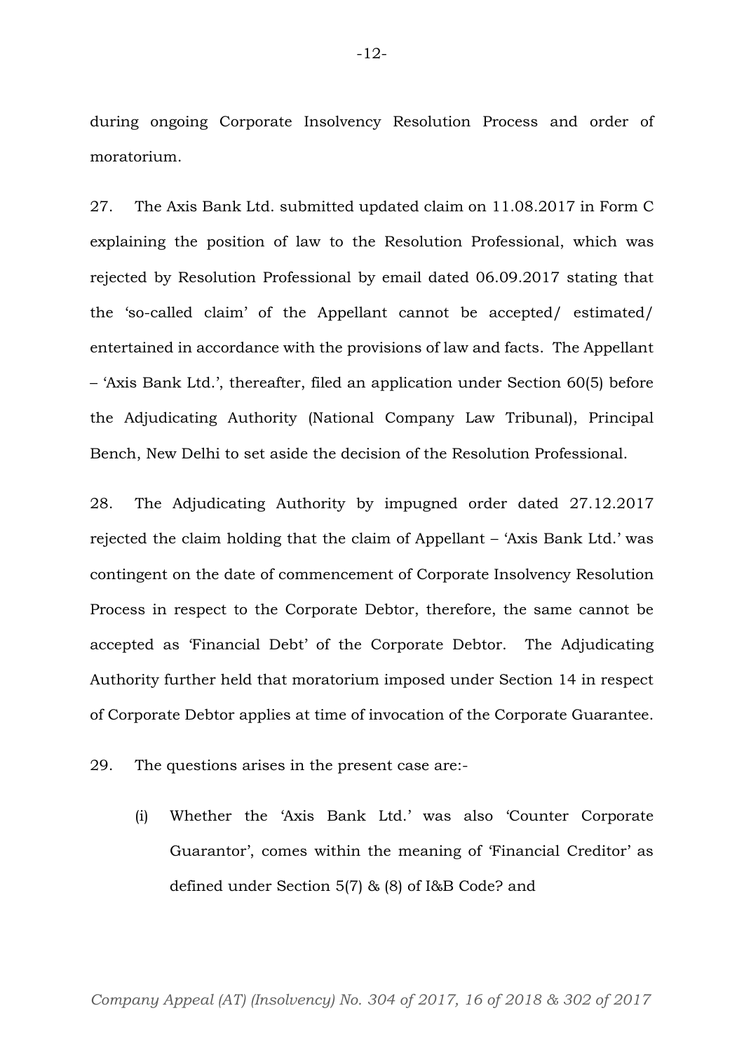during ongoing Corporate Insolvency Resolution Process and order of moratorium.

27. The Axis Bank Ltd. submitted updated claim on 11.08.2017 in Form C explaining the position of law to the Resolution Professional, which was rejected by Resolution Professional by email dated 06.09.2017 stating that the 'so-called claim' of the Appellant cannot be accepted/ estimated/ entertained in accordance with the provisions of law and facts. The Appellant – 'Axis Bank Ltd.', thereafter, filed an application under Section 60(5) before the Adjudicating Authority (National Company Law Tribunal), Principal Bench, New Delhi to set aside the decision of the Resolution Professional.

28. The Adjudicating Authority by impugned order dated 27.12.2017 rejected the claim holding that the claim of Appellant – 'Axis Bank Ltd.' was contingent on the date of commencement of Corporate Insolvency Resolution Process in respect to the Corporate Debtor, therefore, the same cannot be accepted as 'Financial Debt' of the Corporate Debtor. The Adjudicating Authority further held that moratorium imposed under Section 14 in respect of Corporate Debtor applies at time of invocation of the Corporate Guarantee.

29. The questions arises in the present case are:-

(i) Whether the 'Axis Bank Ltd.' was also 'Counter Corporate Guarantor', comes within the meaning of 'Financial Creditor' as defined under Section 5(7) & (8) of I&B Code? and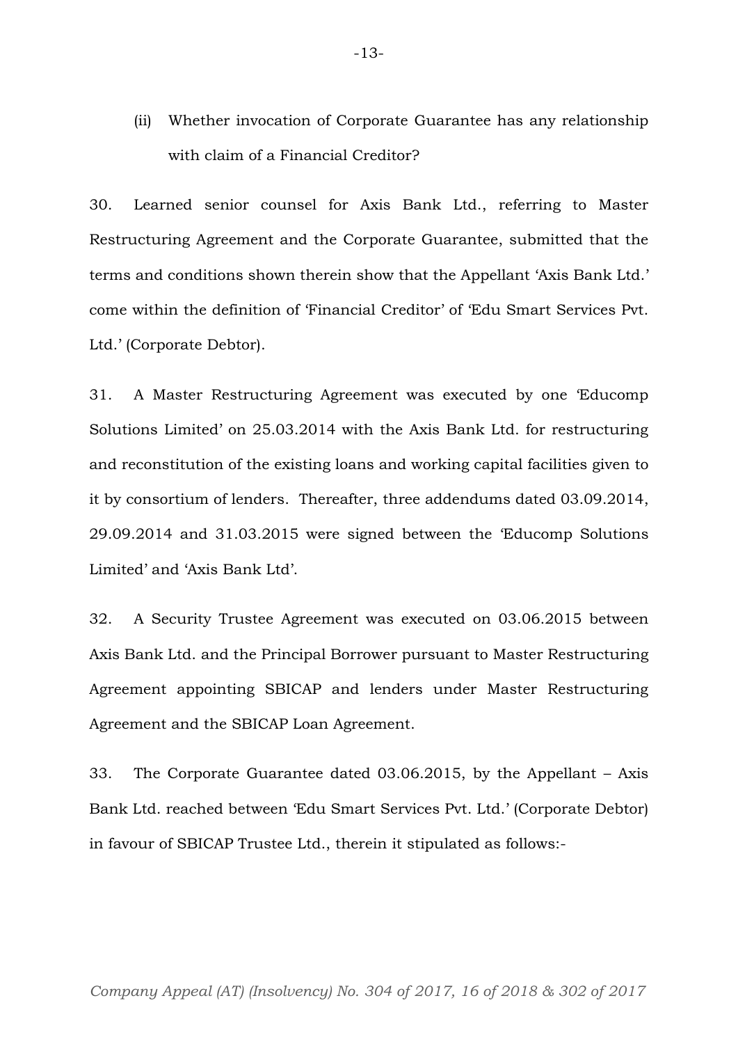(ii) Whether invocation of Corporate Guarantee has any relationship with claim of a Financial Creditor?

30. Learned senior counsel for Axis Bank Ltd., referring to Master Restructuring Agreement and the Corporate Guarantee, submitted that the terms and conditions shown therein show that the Appellant 'Axis Bank Ltd.' come within the definition of 'Financial Creditor' of 'Edu Smart Services Pvt. Ltd.' (Corporate Debtor).

31. A Master Restructuring Agreement was executed by one 'Educomp Solutions Limited' on 25.03.2014 with the Axis Bank Ltd. for restructuring and reconstitution of the existing loans and working capital facilities given to it by consortium of lenders. Thereafter, three addendums dated 03.09.2014, 29.09.2014 and 31.03.2015 were signed between the 'Educomp Solutions Limited' and 'Axis Bank Ltd'.

32. A Security Trustee Agreement was executed on 03.06.2015 between Axis Bank Ltd. and the Principal Borrower pursuant to Master Restructuring Agreement appointing SBICAP and lenders under Master Restructuring Agreement and the SBICAP Loan Agreement.

33. The Corporate Guarantee dated 03.06.2015, by the Appellant – Axis Bank Ltd. reached between 'Edu Smart Services Pvt. Ltd.' (Corporate Debtor) in favour of SBICAP Trustee Ltd., therein it stipulated as follows:-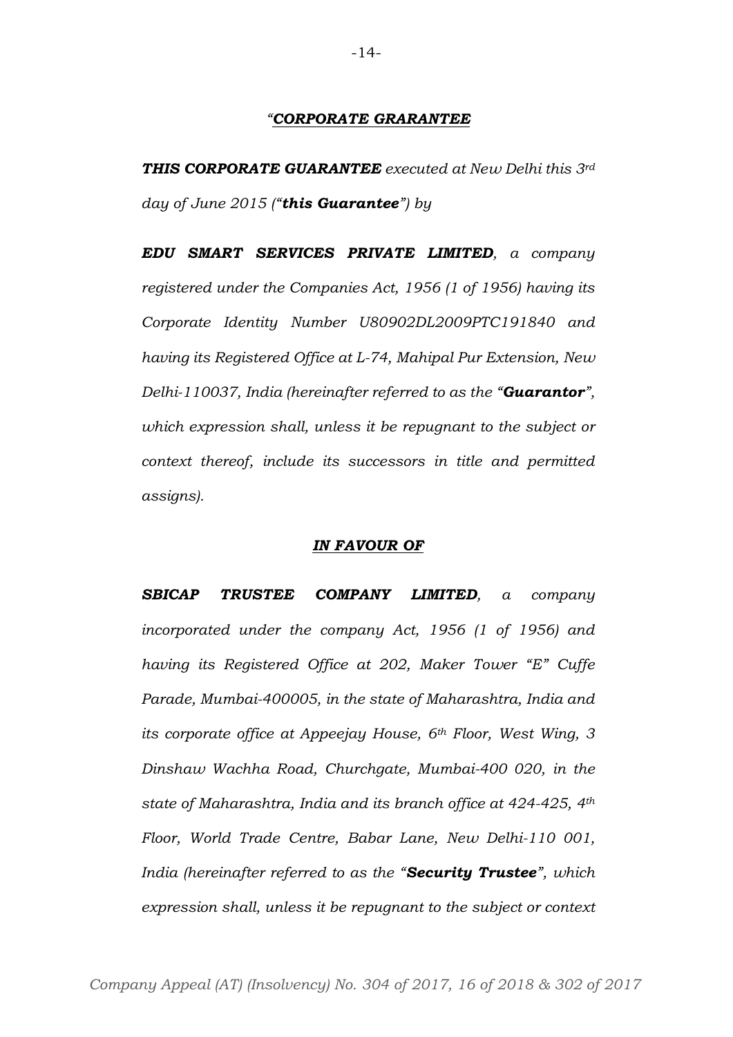*“**CORPORATE GRARANTEE***

***THIS CORPORATE GUARANTEE** executed at New Delhi this 3rd day of June 2015 (“**this Guarantee**”) by*

***EDU SMART SERVICES PRIVATE LIMITED**, a company registered under the Companies Act, 1956 (1 of 1956) having its Corporate Identity Number U80902DL2009PTC191840 and having its Registered Office at L-74, Mahipal Pur Extension, New Delhi-110037, India (hereinafter referred to as the “**Guarantor**”, which expression shall, unless it be repugnant to the subject or context thereof, include its successors in title and permitted assigns).*

***IN FAVOUR OF***

***SBICAP TRUSTEE COMPANY LIMITED**, a company incorporated under the company Act, 1956 (1 of 1956) and having its Registered Office at 202, Maker Tower “E” Cuffe Parade, Mumbai-400005, in the state of Maharashtra, India and its corporate office at Appeejay House, 6th Floor, West Wing, 3 Dinshaw Wachha Road, Churchgate, Mumbai-400 020, in the state of Maharashtra, India and its branch office at 424-425, 4th Floor, World Trade Centre, Babar Lane, New Delhi-110 001, India (hereinafter referred to as the “**Security Trustee**”, which expression shall, unless it be repugnant to the subject or context*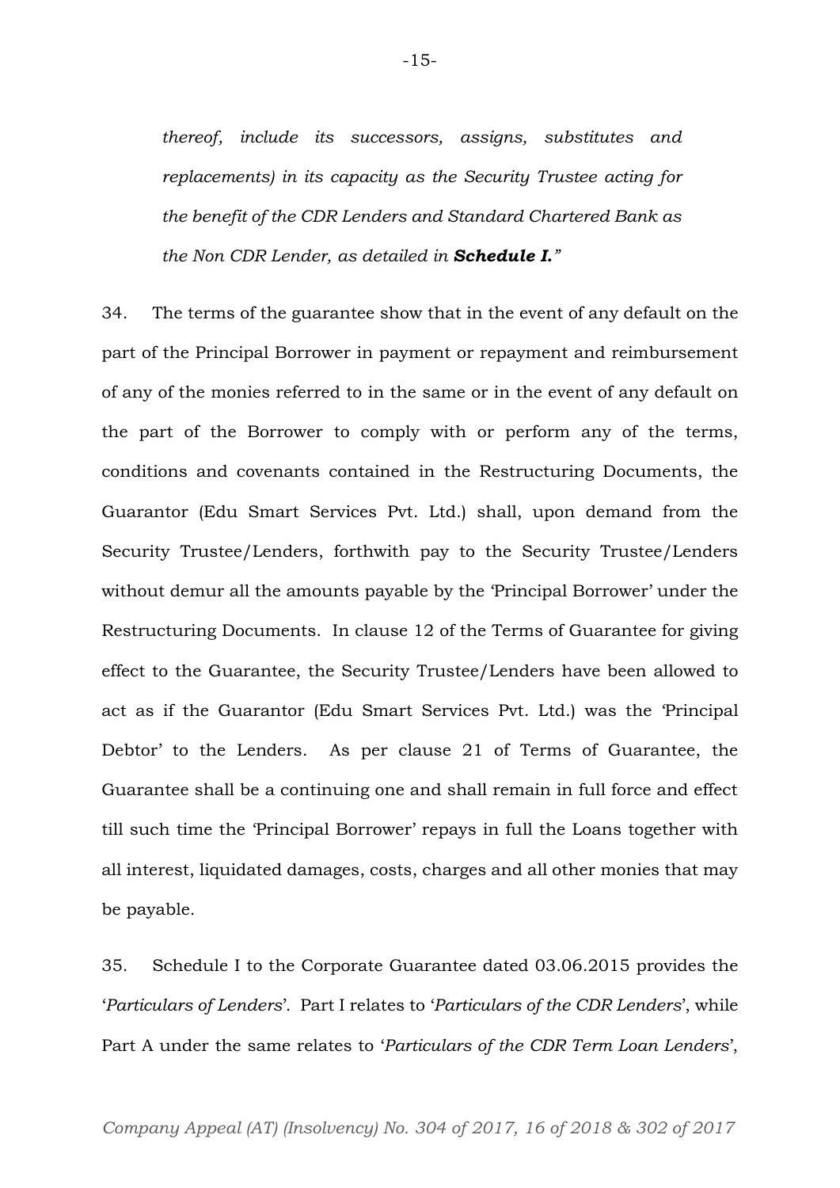*thereof, include its successors, assigns, substitutes and replacements) in its capacity as the Security Trustee acting for the benefit of the CDR Lenders and Standard Chartered Bank as the Non CDR Lender, as detailed in **Schedule I.**"*

34. The terms of the guarantee show that in the event of any default on the part of the Principal Borrower in payment or repayment and reimbursement of any of the monies referred to in the same or in the event of any default on the part of the Borrower to comply with or perform any of the terms, conditions and covenants contained in the Restructuring Documents, the Guarantor (Edu Smart Services Pvt. Ltd.) shall, upon demand from the Security Trustee/Lenders, forthwith pay to the Security Trustee/Lenders without demur all the amounts payable by the 'Principal Borrower' under the Restructuring Documents. In clause 12 of the Terms of Guarantee for giving effect to the Guarantee, the Security Trustee/Lenders have been allowed to act as if the Guarantor (Edu Smart Services Pvt. Ltd.) was the 'Principal Debtor' to the Lenders. As per clause 21 of Terms of Guarantee, the Guarantee shall be a continuing one and shall remain in full force and effect till such time the 'Principal Borrower' repays in full the Loans together with all interest, liquidated damages, costs, charges and all other monies that may be payable.

35. Schedule I to the Corporate Guarantee dated 03.06.2015 provides the '*Particulars of Lenders*'. Part I relates to '*Particulars of the CDR Lenders*', while Part A under the same relates to '*Particulars of the CDR Term Loan Lenders*',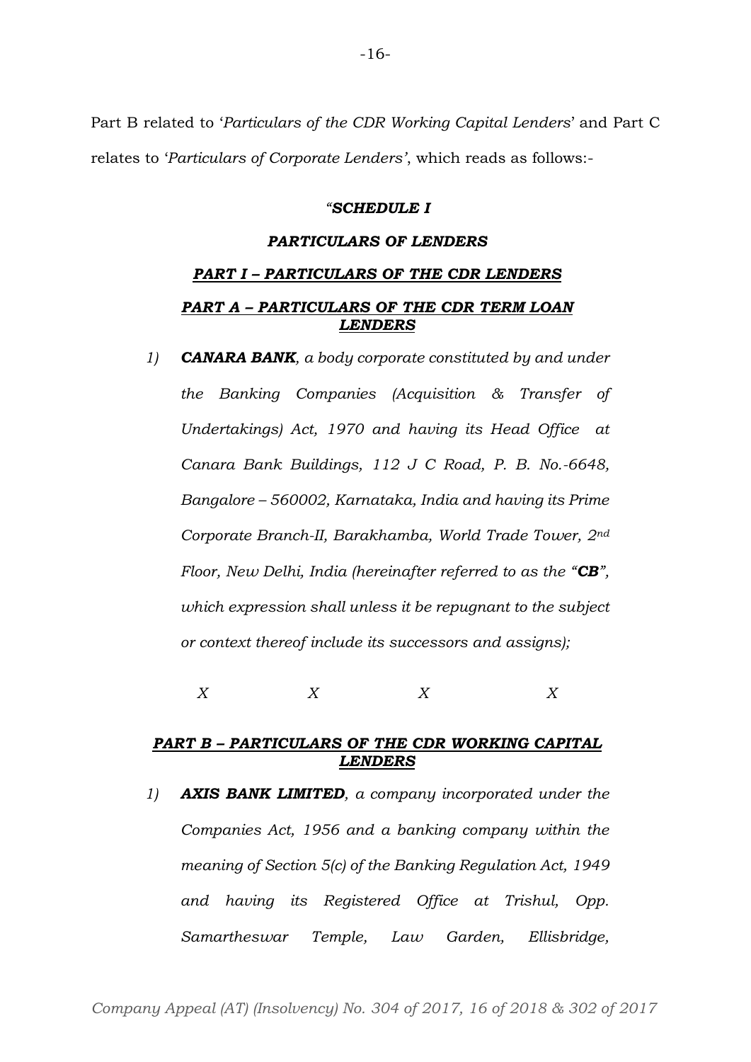Part B related to '*Particulars of the CDR Working Capital Lenders*' and Part C relates to '*Particulars of Corporate Lenders'*, which reads as follows:-

***"SCHEDULE I***

***PARTICULARS OF LENDERS***

***PART I – PARTICULARS OF THE CDR LENDERS***

***PART A – PARTICULARS OF THE CDR TERM LOAN LENDERS***

*1) **CANARA BANK**, a body corporate constituted by and under the Banking Companies (Acquisition & Transfer of Undertakings) Act, 1970 and having its Head Office at Canara Bank Buildings, 112 J C Road, P. B. No.-6648, Bangalore – 560002, Karnataka, India and having its Prime Corporate Branch-II, Barakhamba, World Trade Tower, 2nd Floor, New Delhi, India (hereinafter referred to as the "**CB**", which expression shall unless it be repugnant to the subject or context thereof include its successors and assigns);*

*X X X X*

***PART B – PARTICULARS OF THE CDR WORKING CAPITAL LENDERS***

*1) **AXIS BANK LIMITED**, a company incorporated under the Companies Act, 1956 and a banking company within the meaning of Section 5(c) of the Banking Regulation Act, 1949 and having its Registered Office at Trishul, Opp. Samartheswar Temple, Law Garden, Ellisbridge,*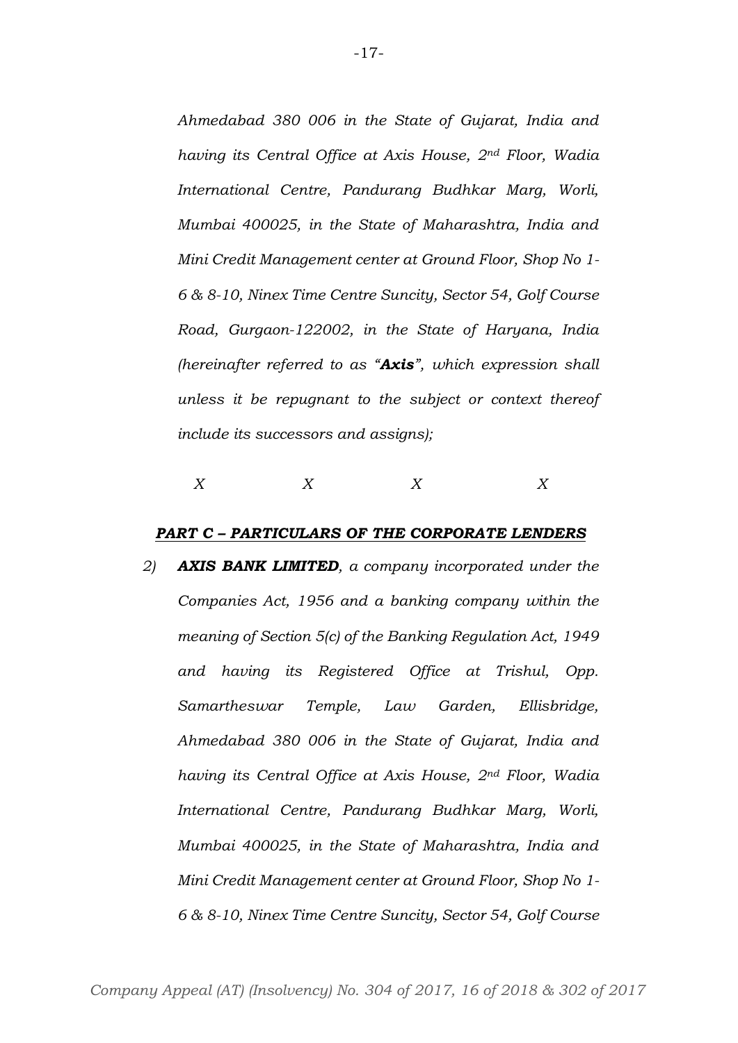*Ahmedabad 380 006 in the State of Gujarat, India and having its Central Office at Axis House, 2nd Floor, Wadia International Centre, Pandurang Budhkar Marg, Worli, Mumbai 400025, in the State of Maharashtra, India and Mini Credit Management center at Ground Floor, Shop No 1-6 & 8-10, Ninex Time Centre Suncity, Sector 54, Golf Course Road, Gurgaon-122002, in the State of Haryana, India (hereinafter referred to as "**Axis**", which expression shall unless it be repugnant to the subject or context thereof include its successors and assigns);*

*X X X X*

***PART C – PARTICULARS OF THE CORPORATE LENDERS***

*2) **AXIS BANK LIMITED**, a company incorporated under the Companies Act, 1956 and a banking company within the meaning of Section 5(c) of the Banking Regulation Act, 1949 and having its Registered Office at Trishul, Opp. Samartheswar Temple, Law Garden, Ellisbridge, Ahmedabad 380 006 in the State of Gujarat, India and having its Central Office at Axis House, 2nd Floor, Wadia International Centre, Pandurang Budhkar Marg, Worli, Mumbai 400025, in the State of Maharashtra, India and Mini Credit Management center at Ground Floor, Shop No 1-6 & 8-10, Ninex Time Centre Suncity, Sector 54, Golf Course*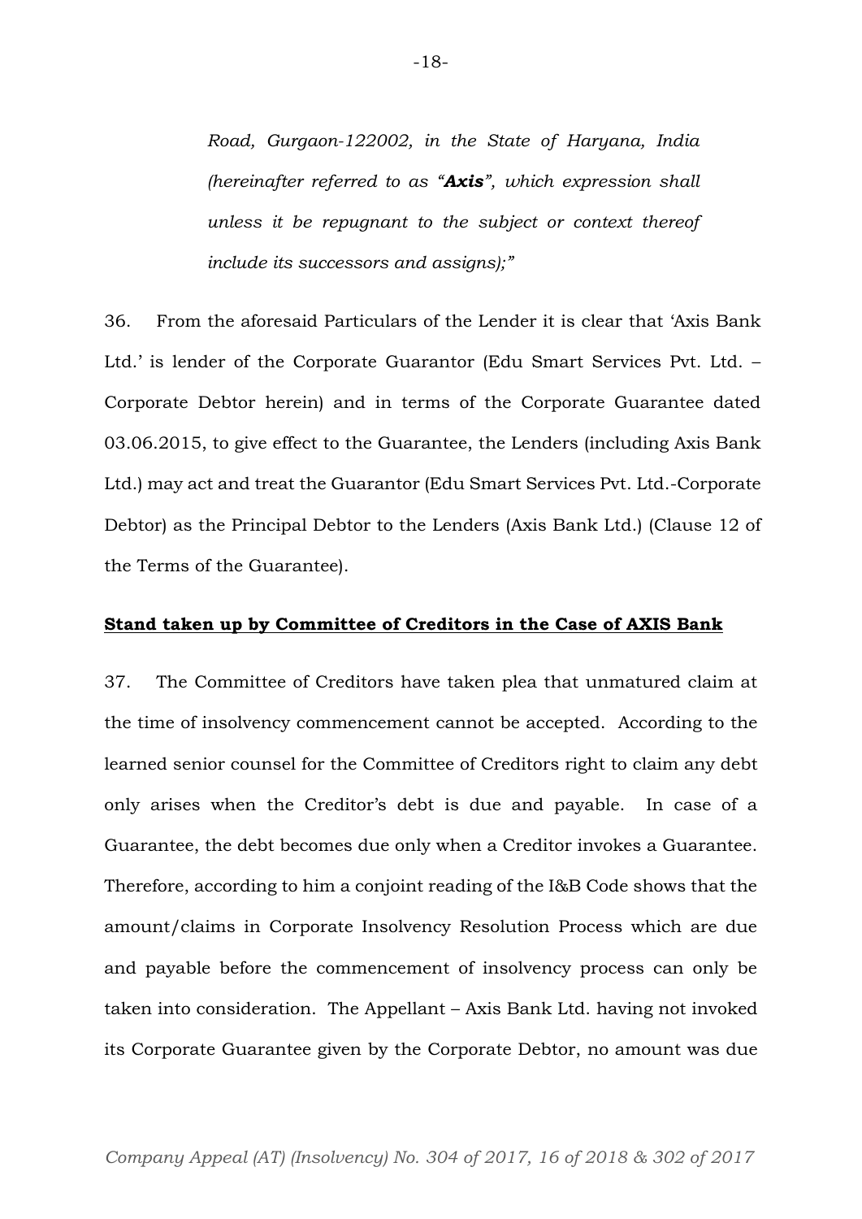*Road, Gurgaon-122002, in the State of Haryana, India (hereinafter referred to as "**Axis**", which expression shall unless it be repugnant to the subject or context thereof include its successors and assigns);"*

36. From the aforesaid Particulars of the Lender it is clear that 'Axis Bank Ltd.' is lender of the Corporate Guarantor (Edu Smart Services Pvt. Ltd. – Corporate Debtor herein) and in terms of the Corporate Guarantee dated 03.06.2015, to give effect to the Guarantee, the Lenders (including Axis Bank Ltd.) may act and treat the Guarantor (Edu Smart Services Pvt. Ltd.-Corporate Debtor) as the Principal Debtor to the Lenders (Axis Bank Ltd.) (Clause 12 of the Terms of the Guarantee).

**Stand taken up by Committee of Creditors in the Case of AXIS Bank**

37. The Committee of Creditors have taken plea that unmatured claim at the time of insolvency commencement cannot be accepted. According to the learned senior counsel for the Committee of Creditors right to claim any debt only arises when the Creditor's debt is due and payable. In case of a Guarantee, the debt becomes due only when a Creditor invokes a Guarantee. Therefore, according to him a conjoint reading of the I&B Code shows that the amount/claims in Corporate Insolvency Resolution Process which are due and payable before the commencement of insolvency process can only be taken into consideration. The Appellant – Axis Bank Ltd. having not invoked its Corporate Guarantee given by the Corporate Debtor, no amount was due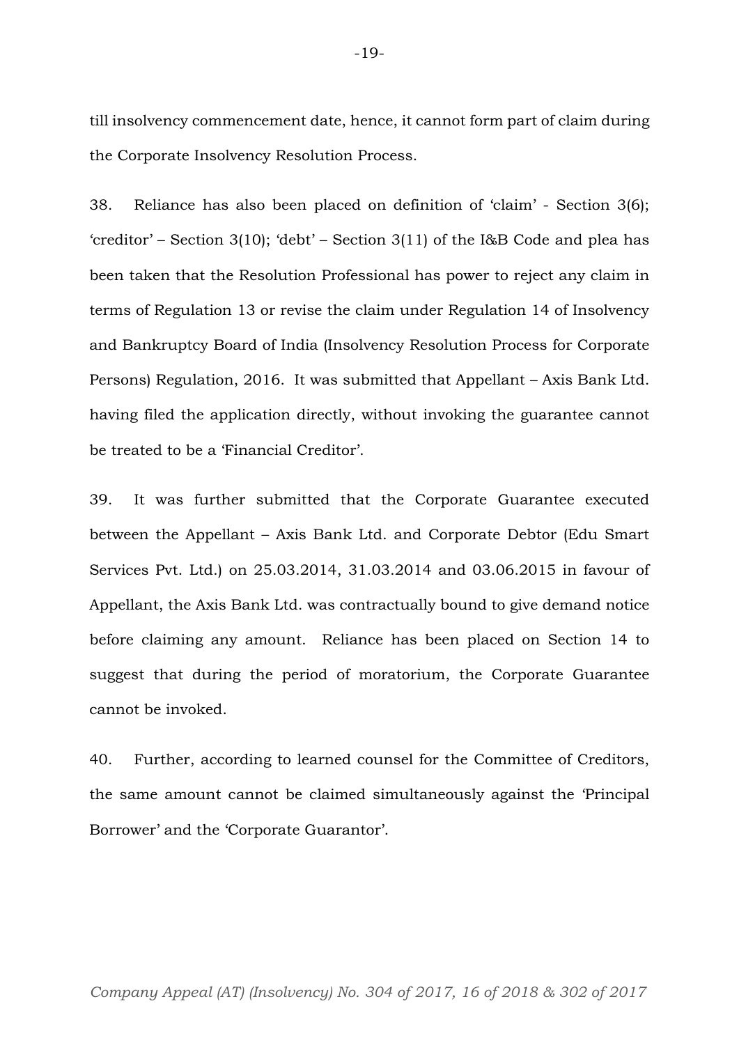till insolvency commencement date, hence, it cannot form part of claim during the Corporate Insolvency Resolution Process.

38. Reliance has also been placed on definition of 'claim' - Section 3(6); 'creditor' – Section 3(10); 'debt' – Section 3(11) of the I&B Code and plea has been taken that the Resolution Professional has power to reject any claim in terms of Regulation 13 or revise the claim under Regulation 14 of Insolvency and Bankruptcy Board of India (Insolvency Resolution Process for Corporate Persons) Regulation, 2016. It was submitted that Appellant – Axis Bank Ltd. having filed the application directly, without invoking the guarantee cannot be treated to be a 'Financial Creditor'.

39. It was further submitted that the Corporate Guarantee executed between the Appellant – Axis Bank Ltd. and Corporate Debtor (Edu Smart Services Pvt. Ltd.) on 25.03.2014, 31.03.2014 and 03.06.2015 in favour of Appellant, the Axis Bank Ltd. was contractually bound to give demand notice before claiming any amount. Reliance has been placed on Section 14 to suggest that during the period of moratorium, the Corporate Guarantee cannot be invoked.

40. Further, according to learned counsel for the Committee of Creditors, the same amount cannot be claimed simultaneously against the 'Principal Borrower' and the 'Corporate Guarantor'.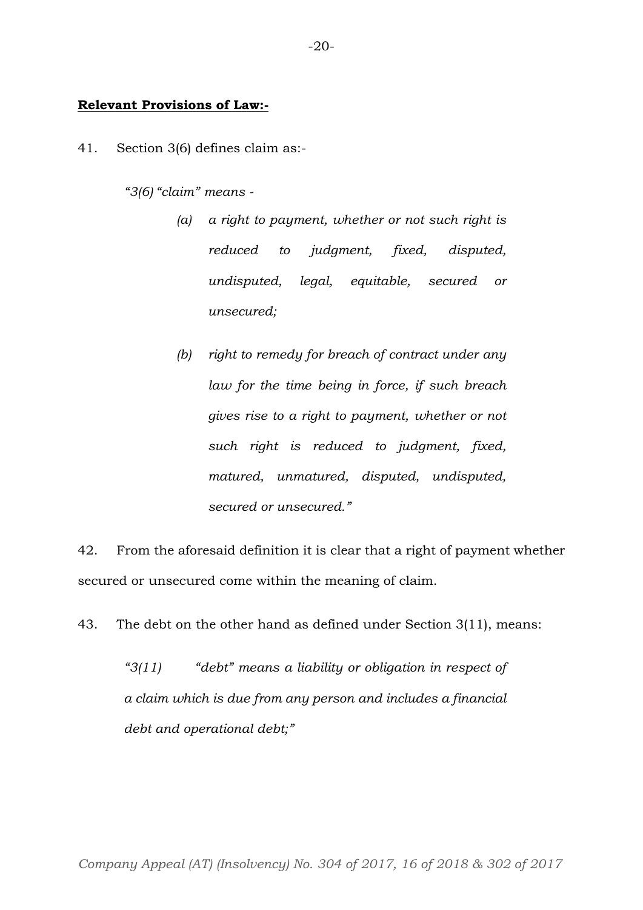**Relevant Provisions of Law:-**

41. Section 3(6) defines claim as:-

> *"3(6) "claim" means -*
>
> *(a) a right to payment, whether or not such right is reduced to judgment, fixed, disputed, undisputed, legal, equitable, secured or unsecured;*
>
> *(b) right to remedy for breach of contract under any law for the time being in force, if such breach gives rise to a right to payment, whether or not such right is reduced to judgment, fixed, matured, unmatured, disputed, undisputed, secured or unsecured."*

42. From the aforesaid definition it is clear that a right of payment whether secured or unsecured come within the meaning of claim.

43. The debt on the other hand as defined under Section 3(11), means:

> *"3(11) "debt" means a liability or obligation in respect of a claim which is due from any person and includes a financial debt and operational debt;"*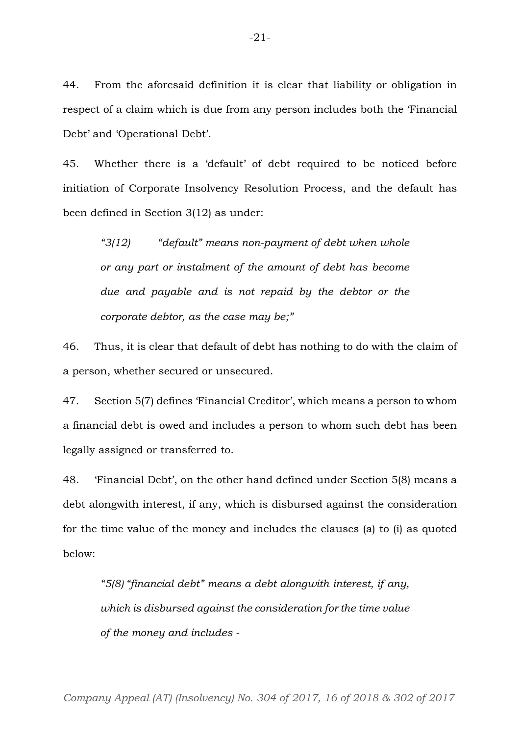44. From the aforesaid definition it is clear that liability or obligation in respect of a claim which is due from any person includes both the 'Financial Debt' and 'Operational Debt'.

45. Whether there is a 'default' of debt required to be noticed before initiation of Corporate Insolvency Resolution Process, and the default has been defined in Section 3(12) as under:

> *"3(12) "default" means non-payment of debt when whole or any part or instalment of the amount of debt has become due and payable and is not repaid by the debtor or the corporate debtor, as the case may be;"*

46. Thus, it is clear that default of debt has nothing to do with the claim of a person, whether secured or unsecured.

47. Section 5(7) defines 'Financial Creditor', which means a person to whom a financial debt is owed and includes a person to whom such debt has been legally assigned or transferred to.

48. 'Financial Debt', on the other hand defined under Section 5(8) means a debt alongwith interest, if any, which is disbursed against the consideration for the time value of the money and includes the clauses (a) to (i) as quoted below:

> *"5(8) "financial debt" means a debt alongwith interest, if any, which is disbursed against the consideration for the time value of the money and includes -*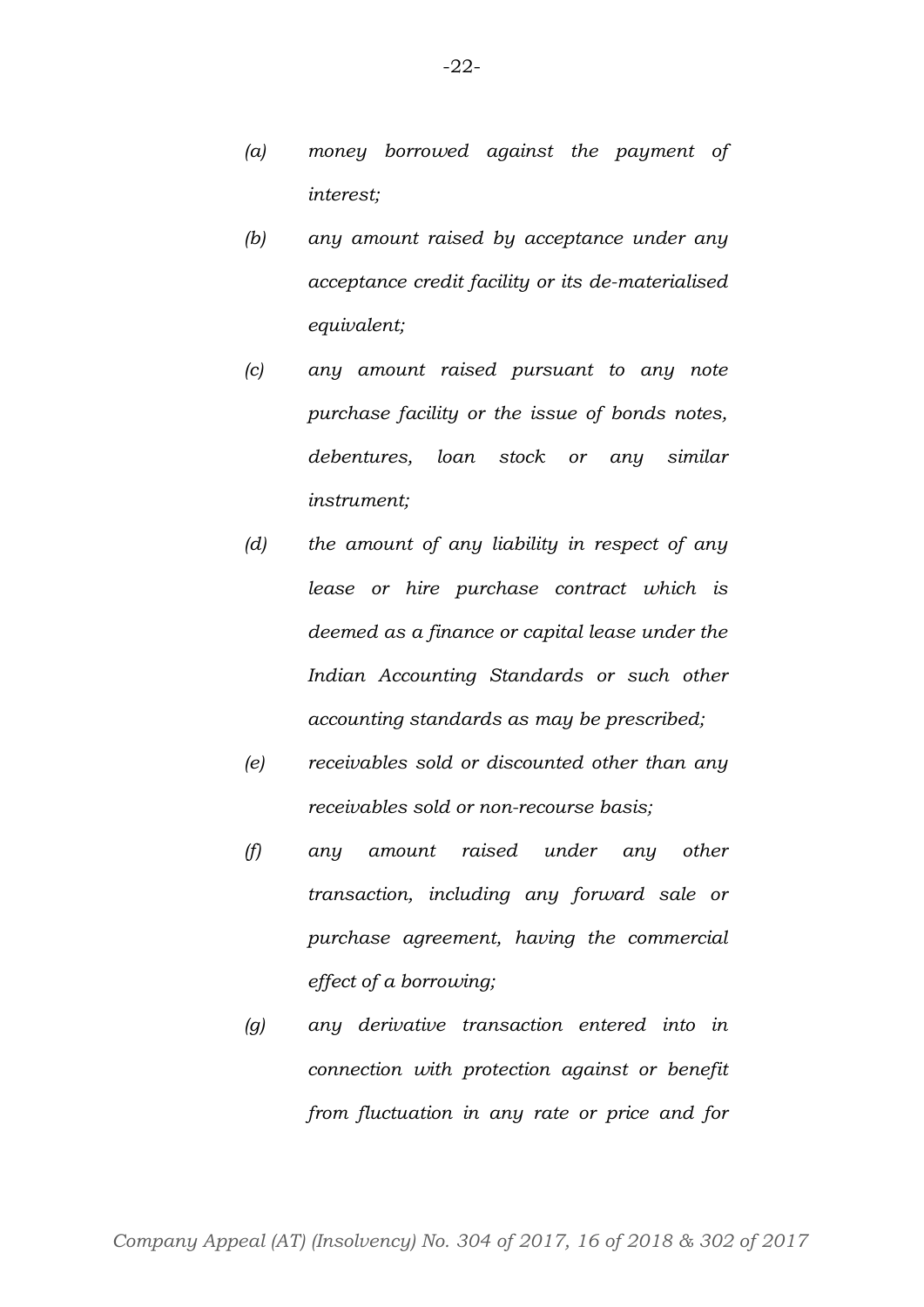*(a) money borrowed against the payment of interest;*

*(b) any amount raised by acceptance under any acceptance credit facility or its de-materialised equivalent;*

*(c) any amount raised pursuant to any note purchase facility or the issue of bonds notes, debentures, loan stock or any similar instrument;*

*(d) the amount of any liability in respect of any lease or hire purchase contract which is deemed as a finance or capital lease under the Indian Accounting Standards or such other accounting standards as may be prescribed;*

*(e) receivables sold or discounted other than any receivables sold or non-recourse basis;*

*(f) any amount raised under any other transaction, including any forward sale or purchase agreement, having the commercial effect of a borrowing;*

*(g) any derivative transaction entered into in connection with protection against or benefit from fluctuation in any rate or price and for*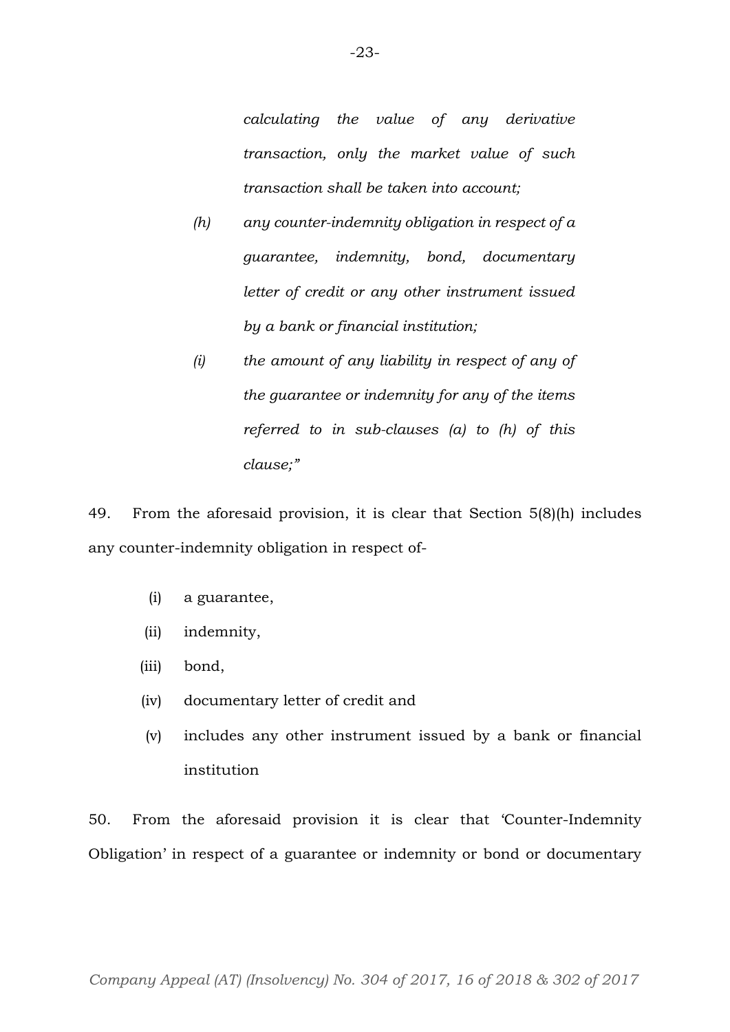> *calculating the value of any derivative transaction, only the market value of such transaction shall be taken into account;*
>
> *(h) any counter-indemnity obligation in respect of a guarantee, indemnity, bond, documentary letter of credit or any other instrument issued by a bank or financial institution;*
>
> *(i) the amount of any liability in respect of any of the guarantee or indemnity for any of the items referred to in sub-clauses (a) to (h) of this clause;"*

49. From the aforesaid provision, it is clear that Section 5(8)(h) includes any counter-indemnity obligation in respect of-

(i) a guarantee,

(ii) indemnity,

(iii) bond,

(iv) documentary letter of credit and

(v) includes any other instrument issued by a bank or financial institution

50. From the aforesaid provision it is clear that 'Counter-Indemnity Obligation' in respect of a guarantee or indemnity or bond or documentary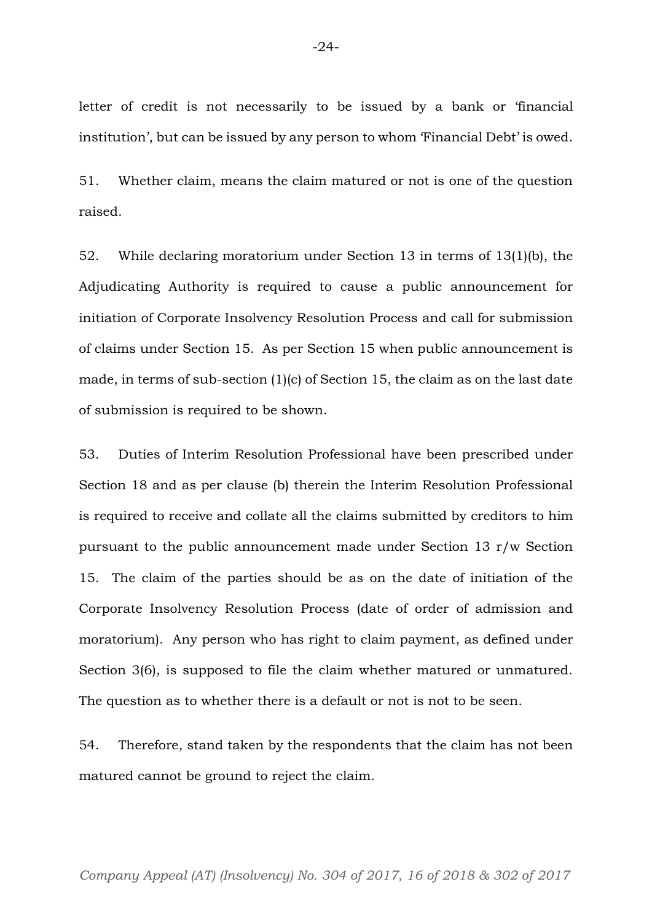letter of credit is not necessarily to be issued by a bank or 'financial institution', but can be issued by any person to whom 'Financial Debt' is owed.

51. Whether claim, means the claim matured or not is one of the question raised.

52. While declaring moratorium under Section 13 in terms of 13(1)(b), the Adjudicating Authority is required to cause a public announcement for initiation of Corporate Insolvency Resolution Process and call for submission of claims under Section 15. As per Section 15 when public announcement is made, in terms of sub-section (1)(c) of Section 15, the claim as on the last date of submission is required to be shown.

53. Duties of Interim Resolution Professional have been prescribed under Section 18 and as per clause (b) therein the Interim Resolution Professional is required to receive and collate all the claims submitted by creditors to him pursuant to the public announcement made under Section 13 r/w Section 15. The claim of the parties should be as on the date of initiation of the Corporate Insolvency Resolution Process (date of order of admission and moratorium). Any person who has right to claim payment, as defined under Section 3(6), is supposed to file the claim whether matured or unmatured. The question as to whether there is a default or not is not to be seen.

54. Therefore, stand taken by the respondents that the claim has not been matured cannot be ground to reject the claim.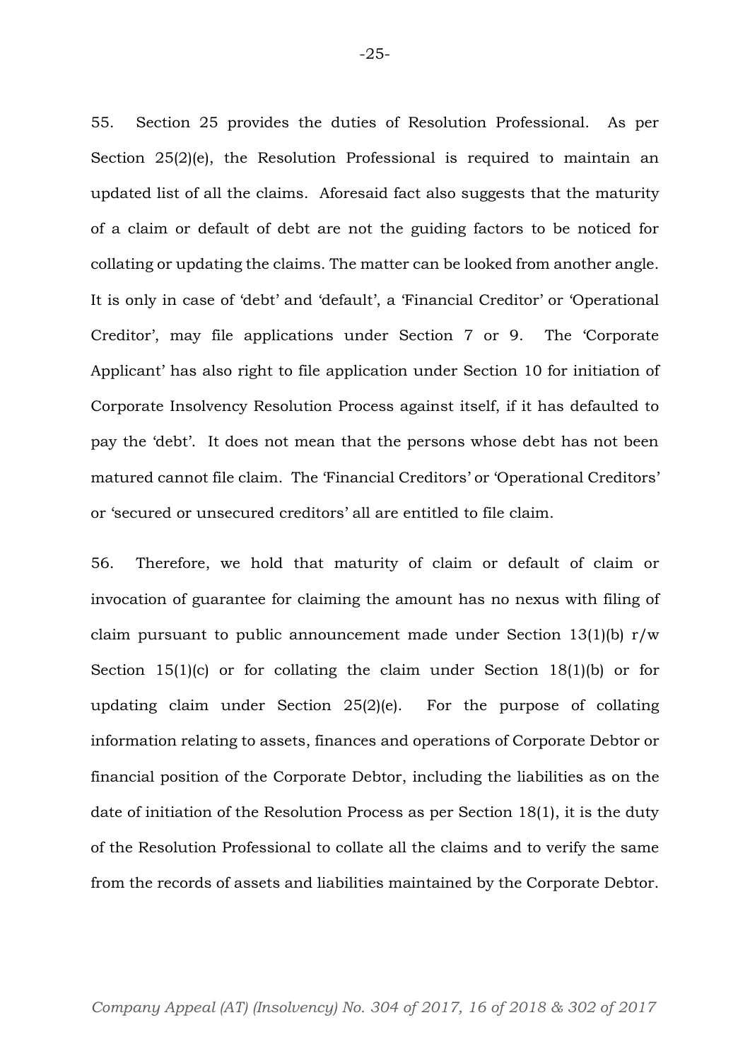55. Section 25 provides the duties of Resolution Professional. As per Section 25(2)(e), the Resolution Professional is required to maintain an updated list of all the claims. Aforesaid fact also suggests that the maturity of a claim or default of debt are not the guiding factors to be noticed for collating or updating the claims. The matter can be looked from another angle. It is only in case of 'debt' and 'default', a 'Financial Creditor' or 'Operational Creditor', may file applications under Section 7 or 9. The 'Corporate Applicant' has also right to file application under Section 10 for initiation of Corporate Insolvency Resolution Process against itself, if it has defaulted to pay the 'debt'. It does not mean that the persons whose debt has not been matured cannot file claim. The 'Financial Creditors' or 'Operational Creditors' or 'secured or unsecured creditors' all are entitled to file claim.

56. Therefore, we hold that maturity of claim or default of claim or invocation of guarantee for claiming the amount has no nexus with filing of claim pursuant to public announcement made under Section 13(1)(b) r/w Section 15(1)(c) or for collating the claim under Section 18(1)(b) or for updating claim under Section 25(2)(e). For the purpose of collating information relating to assets, finances and operations of Corporate Debtor or financial position of the Corporate Debtor, including the liabilities as on the date of initiation of the Resolution Process as per Section 18(1), it is the duty of the Resolution Professional to collate all the claims and to verify the same from the records of assets and liabilities maintained by the Corporate Debtor.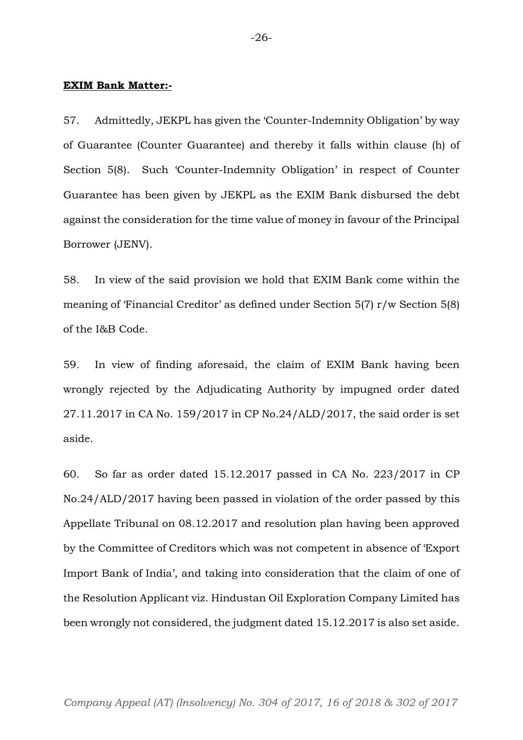**EXIM Bank Matter:-**

57. Admittedly, JEKPL has given the 'Counter-Indemnity Obligation' by way of Guarantee (Counter Guarantee) and thereby it falls within clause (h) of Section 5(8). Such 'Counter-Indemnity Obligation' in respect of Counter Guarantee has been given by JEKPL as the EXIM Bank disbursed the debt against the consideration for the time value of money in favour of the Principal Borrower (JENV).

58. In view of the said provision we hold that EXIM Bank come within the meaning of 'Financial Creditor' as defined under Section 5(7) r/w Section 5(8) of the I&B Code.

59. In view of finding aforesaid, the claim of EXIM Bank having been wrongly rejected by the Adjudicating Authority by impugned order dated 27.11.2017 in CA No. 159/2017 in CP No.24/ALD/2017, the said order is set aside.

60. So far as order dated 15.12.2017 passed in CA No. 223/2017 in CP No.24/ALD/2017 having been passed in violation of the order passed by this Appellate Tribunal on 08.12.2017 and resolution plan having been approved by the Committee of Creditors which was not competent in absence of 'Export Import Bank of India', and taking into consideration that the claim of one of the Resolution Applicant viz. Hindustan Oil Exploration Company Limited has been wrongly not considered, the judgment dated 15.12.2017 is also set aside.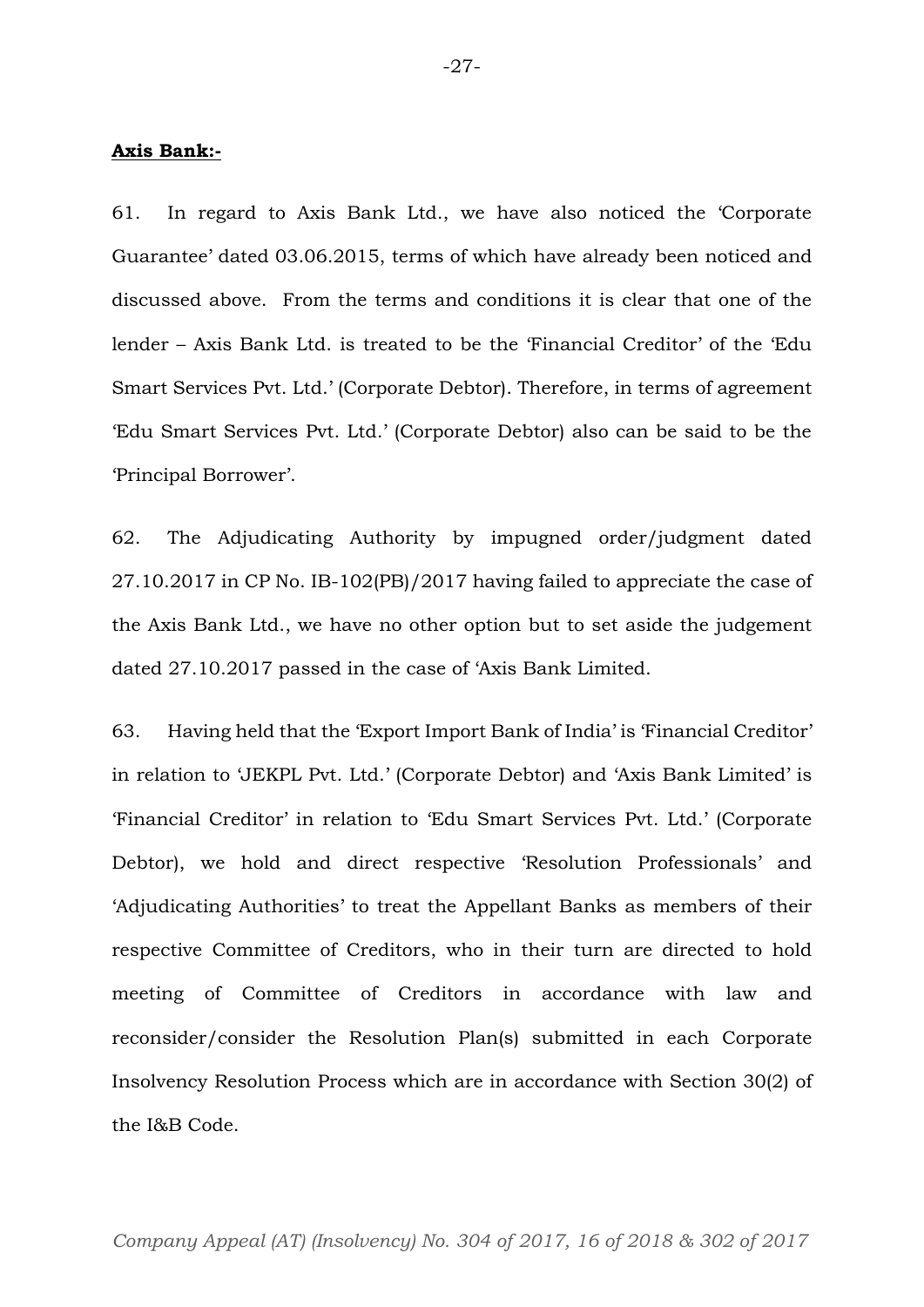**Axis Bank:-**

61. In regard to Axis Bank Ltd., we have also noticed the 'Corporate Guarantee' dated 03.06.2015, terms of which have already been noticed and discussed above. From the terms and conditions it is clear that one of the lender – Axis Bank Ltd. is treated to be the 'Financial Creditor' of the 'Edu Smart Services Pvt. Ltd.' (Corporate Debtor). Therefore, in terms of agreement 'Edu Smart Services Pvt. Ltd.' (Corporate Debtor) also can be said to be the 'Principal Borrower'.

62. The Adjudicating Authority by impugned order/judgment dated 27.10.2017 in CP No. IB-102(PB)/2017 having failed to appreciate the case of the Axis Bank Ltd., we have no other option but to set aside the judgement dated 27.10.2017 passed in the case of 'Axis Bank Limited.

63. Having held that the 'Export Import Bank of India' is 'Financial Creditor' in relation to 'JEKPL Pvt. Ltd.' (Corporate Debtor) and 'Axis Bank Limited' is 'Financial Creditor' in relation to 'Edu Smart Services Pvt. Ltd.' (Corporate Debtor), we hold and direct respective 'Resolution Professionals' and 'Adjudicating Authorities' to treat the Appellant Banks as members of their respective Committee of Creditors, who in their turn are directed to hold meeting of Committee of Creditors in accordance with law and reconsider/consider the Resolution Plan(s) submitted in each Corporate Insolvency Resolution Process which are in accordance with Section 30(2) of the I&B Code.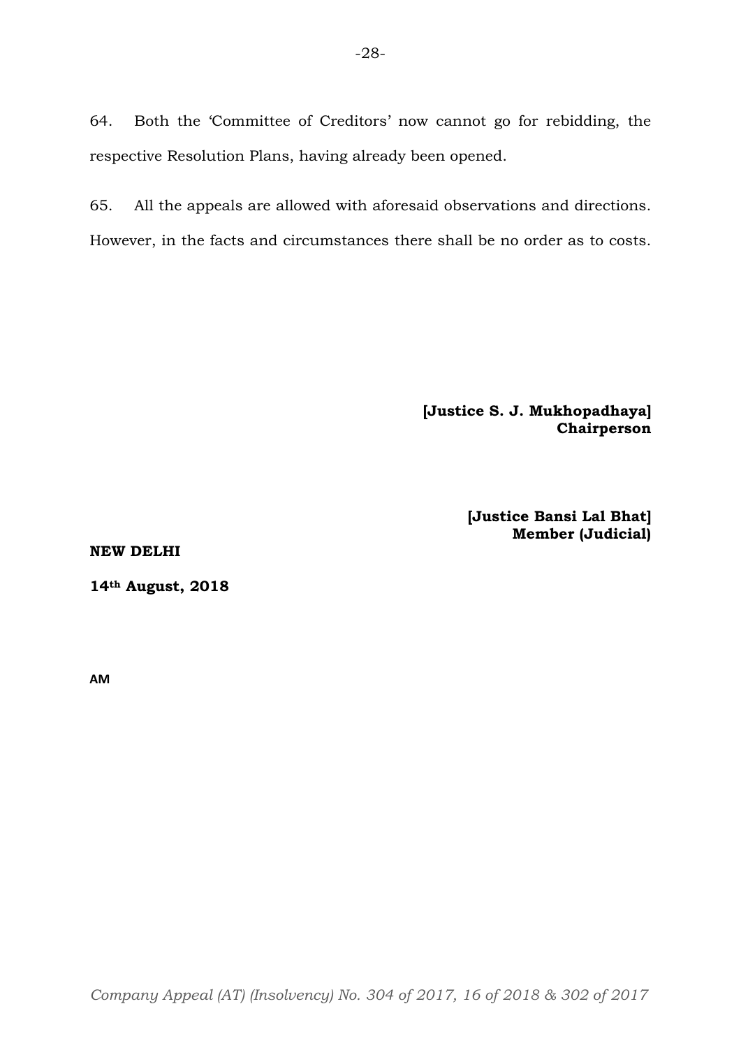64. Both the 'Committee of Creditors' now cannot go for rebidding, the respective Resolution Plans, having already been opened.

65. All the appeals are allowed with aforesaid observations and directions. However, in the facts and circumstances there shall be no order as to costs.

**[Justice S. J. Mukhopadhaya]**
**Chairperson**

**[Justice Bansi Lal Bhat]**
**Member (Judicial)**

**NEW DELHI**

**14th August, 2018**

**AM**